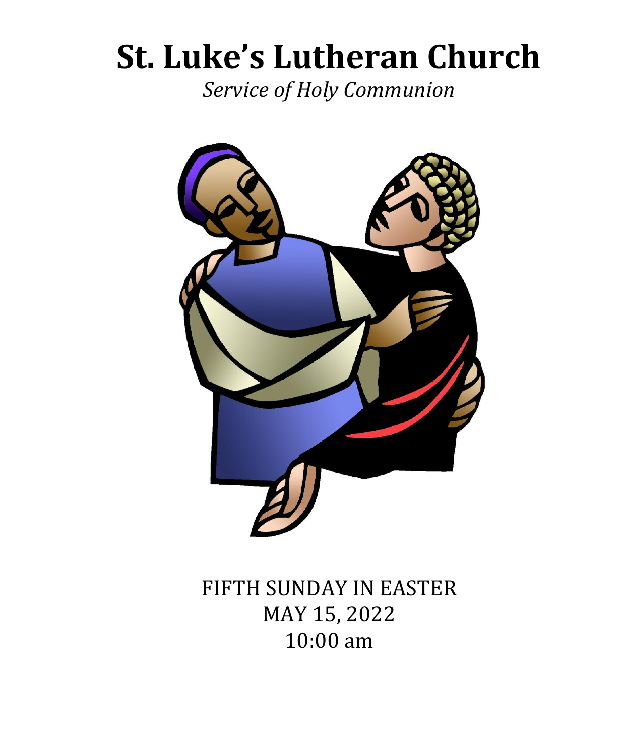# St. Luke's Lutheran Church

*Service of Holy Communion*

FIFTH SUNDAY IN EASTER
MAY 15, 2022
10:00 am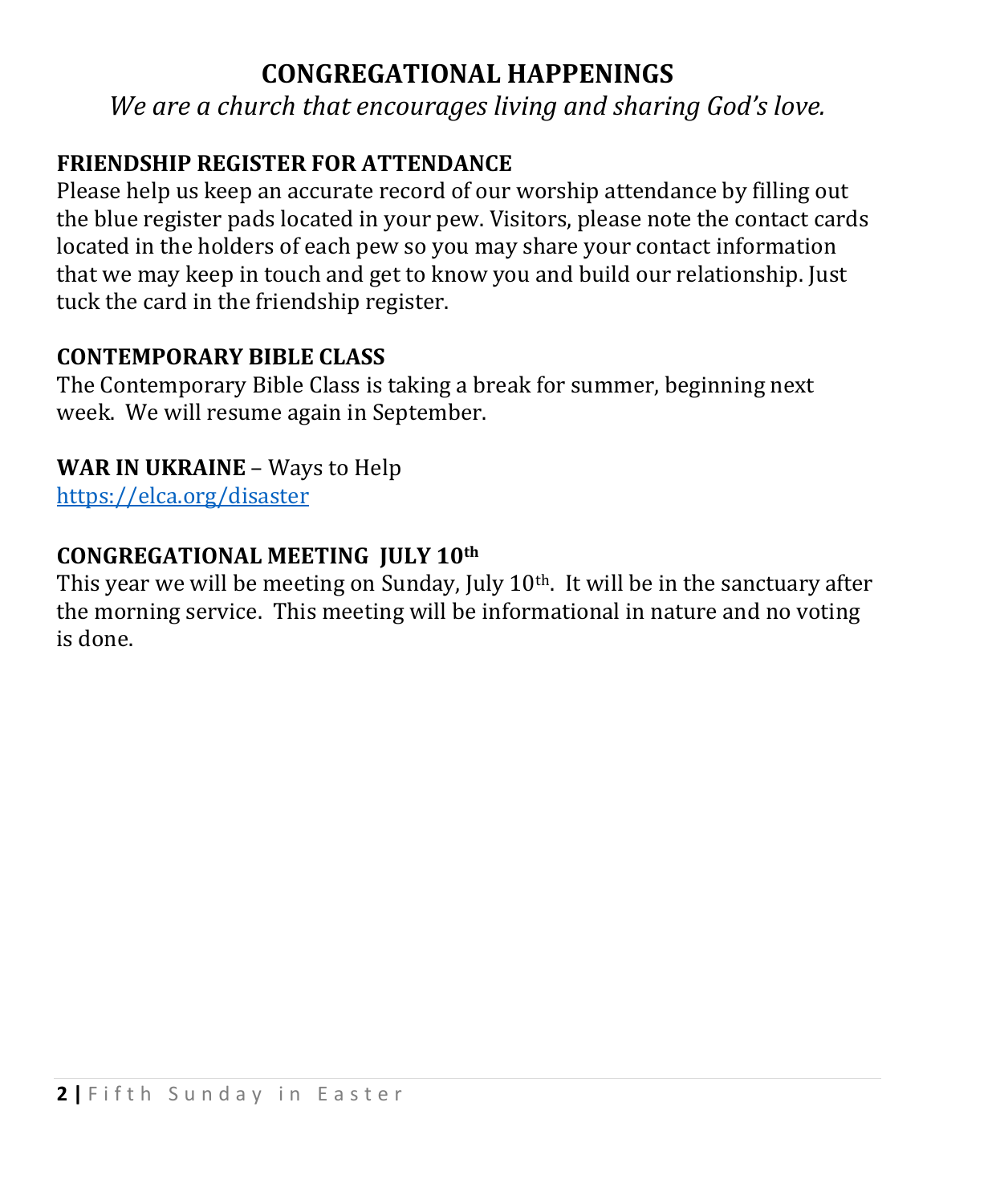# CONGREGATIONAL HAPPENINGS

*We are a church that encourages living and sharing God's love.*

**FRIENDSHIP REGISTER FOR ATTENDANCE**

Please help us keep an accurate record of our worship attendance by filling out the blue register pads located in your pew. Visitors, please note the contact cards located in the holders of each pew so you may share your contact information that we may keep in touch and get to know you and build our relationship. Just tuck the card in the friendship register.

**CONTEMPORARY BIBLE CLASS**

The Contemporary Bible Class is taking a break for summer, beginning next week. We will resume again in September.

**WAR IN UKRAINE** – Ways to Help
https://elca.org/disaster

**CONGREGATIONAL MEETING JULY 10th**

This year we will be meeting on Sunday, July 10th. It will be in the sanctuary after the morning service. This meeting will be informational in nature and no voting is done.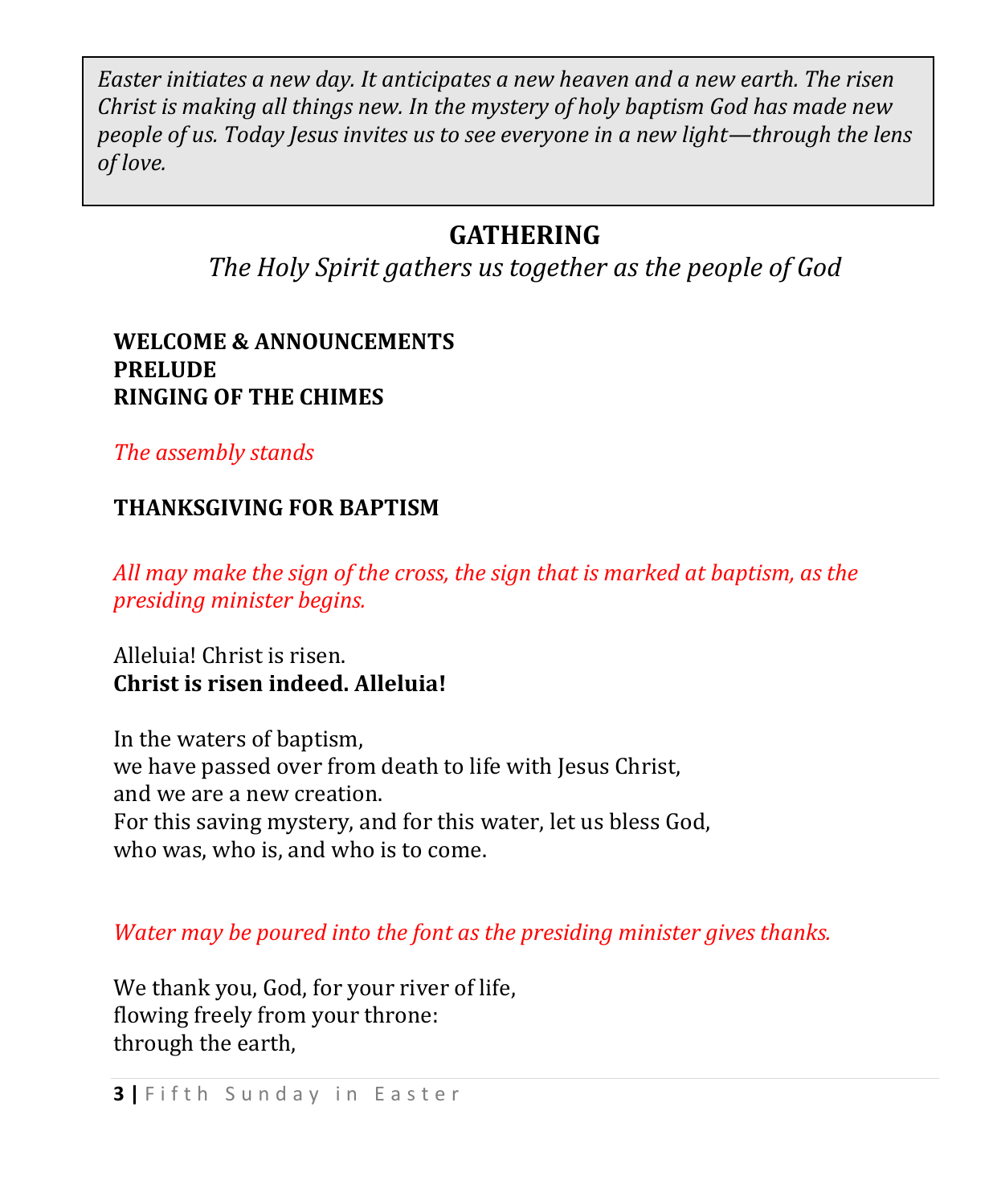*Easter initiates a new day. It anticipates a new heaven and a new earth. The risen Christ is making all things new. In the mystery of holy baptism God has made new people of us. Today Jesus invites us to see everyone in a new light—through the lens of love.*

## GATHERING

*The Holy Spirit gathers us together as the people of God*

**WELCOME & ANNOUNCEMENTS**
**PRELUDE**
**RINGING OF THE CHIMES**

*The assembly stands*

**THANKSGIVING FOR BAPTISM**

*All may make the sign of the cross, the sign that is marked at baptism, as the presiding minister begins.*

Alleluia! Christ is risen.
**Christ is risen indeed. Alleluia!**

In the waters of baptism,
we have passed over from death to life with Jesus Christ,
and we are a new creation.
For this saving mystery, and for this water, let us bless God,
who was, who is, and who is to come.

*Water may be poured into the font as the presiding minister gives thanks.*

We thank you, God, for your river of life,
flowing freely from your throne:
through the earth,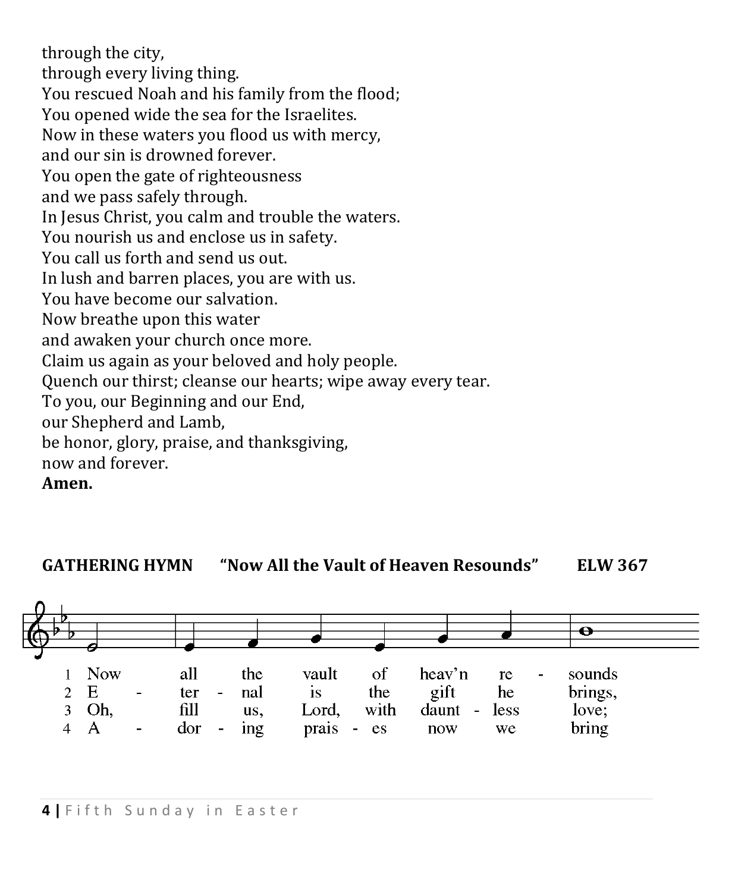through the city,
through every living thing.
You rescued Noah and his family from the flood;
You opened wide the sea for the Israelites.
Now in these waters you flood us with mercy,
and our sin is drowned forever.
You open the gate of righteousness
and we pass safely through.
In Jesus Christ, you calm and trouble the waters.
You nourish us and enclose us in safety.
You call us forth and send us out.
In lush and barren places, you are with us.
You have become our salvation.
Now breathe upon this water
and awaken your church once more.
Claim us again as your beloved and holy people.
Quench our thirst; cleanse our hearts; wipe away every tear.
To you, our Beginning and our End,
our Shepherd and Lamb,
be honor, glory, praise, and thanksgiving,
now and forever.
**Amen.**

**GATHERING HYMN "Now All the Vault of Heaven Resounds" ELW 367**

1 Now all the vault of heav'n re - sounds
2 E - ter - nal is the gift he brings,
3 Oh, fill us, Lord, with daunt - less love;
4 A - dor - ing prais - es now we bring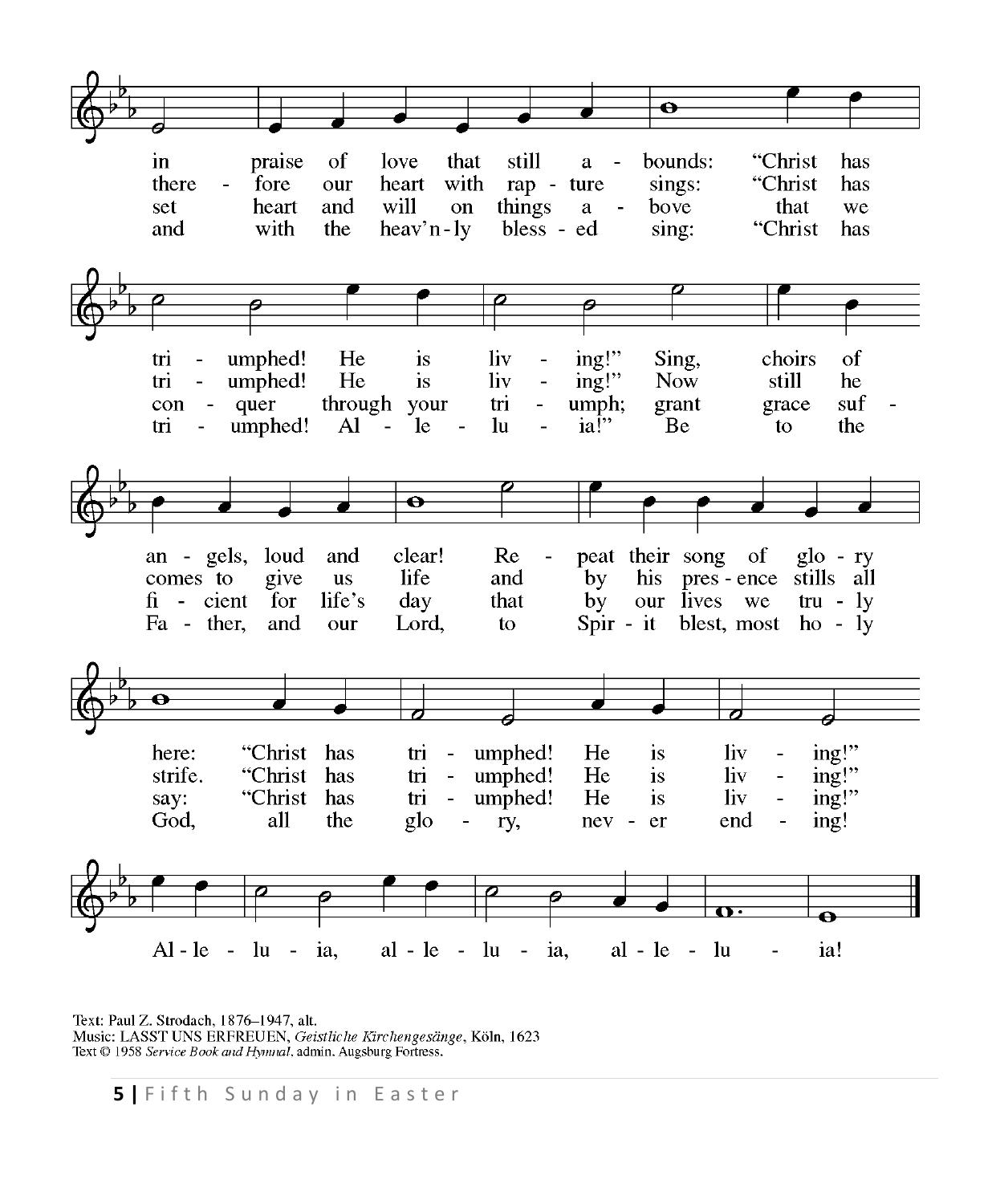in praise of love that still abounds: "Christ has triumphed! He is living!" Sing, choirs of angels, loud and clear! Repeat their song of glory here: "Christ has triumphed! He is living!"

therefore our heart with rapture sings: "Christ has triumphed! He is living!" Now still he comes to give us life and by his presence stills all strife. "Christ has triumphed! He is living!"

set heart and will on things above that we conquer through your triumph; grant grace sufficient for life's day that by our lives we truly say: "Christ has triumphed! He is living!"

and with the heav'nly blessed sing: "Christ has triumphed! Alleluia!" Be to the Father, and our Lord, to Spirit blest, most holy God, all the glory, never ending!

Alleluia, alleluia, alleluia!

Text: Paul Z. Strodach, 1876–1947, alt.
Music: LASST UNS ERFREUEN, *Geistliche Kirchengesänge*, Köln, 1623
Text © 1958 *Service Book and Hymnal*, admin. Augsburg Fortress.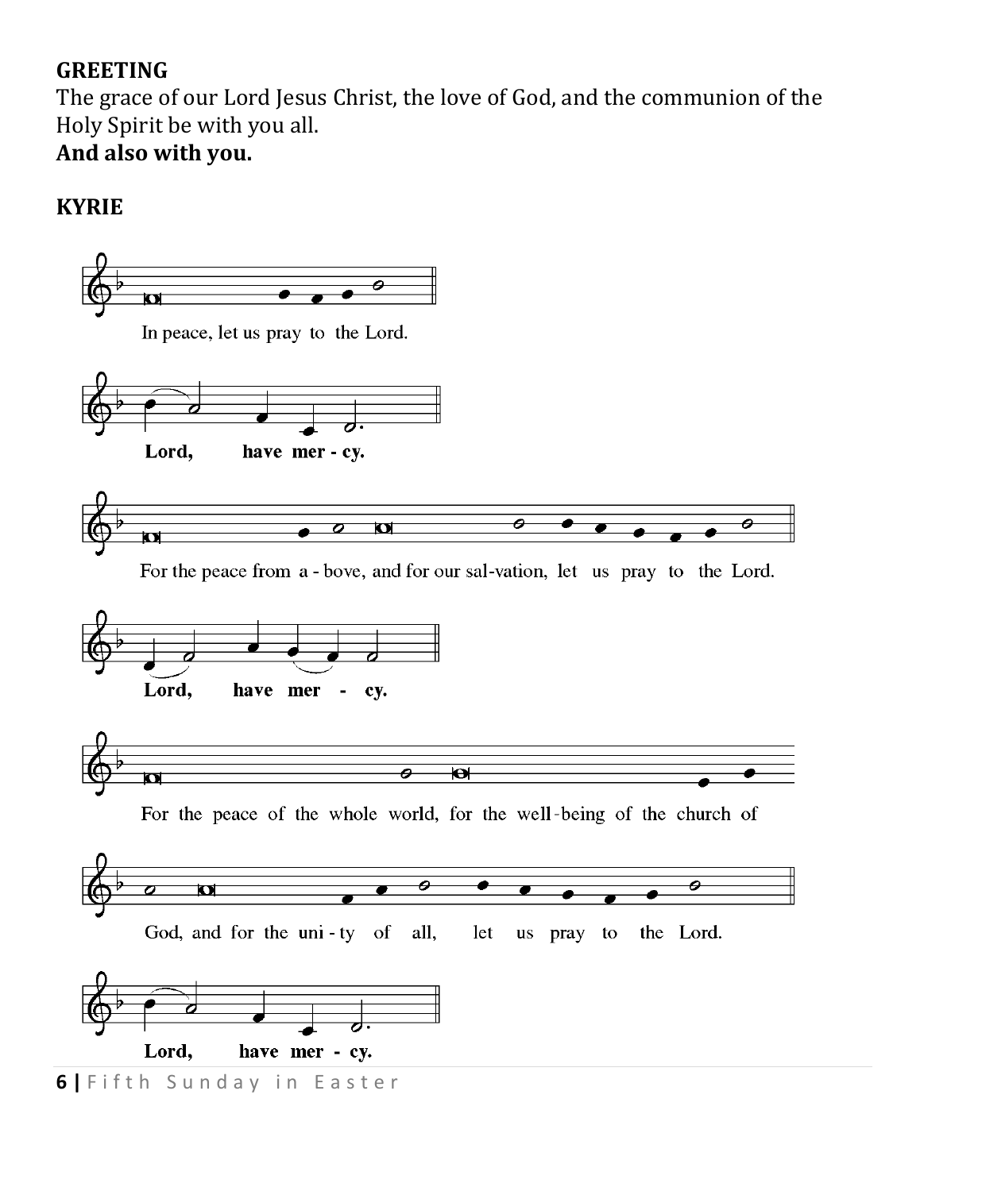**GREETING**

The grace of our Lord Jesus Christ, the love of God, and the communion of the Holy Spirit be with you all.

**And also with you.**

**KYRIE**

In peace, let us pray to the Lord.

**Lord, have mer - cy.**

For the peace from a - bove, and for our sal-vation, let us pray to the Lord.

**Lord, have mer - cy.**

For the peace of the whole world, for the well-being of the church of God, and for the uni - ty of all, let us pray to the Lord.

**Lord, have mer - cy.**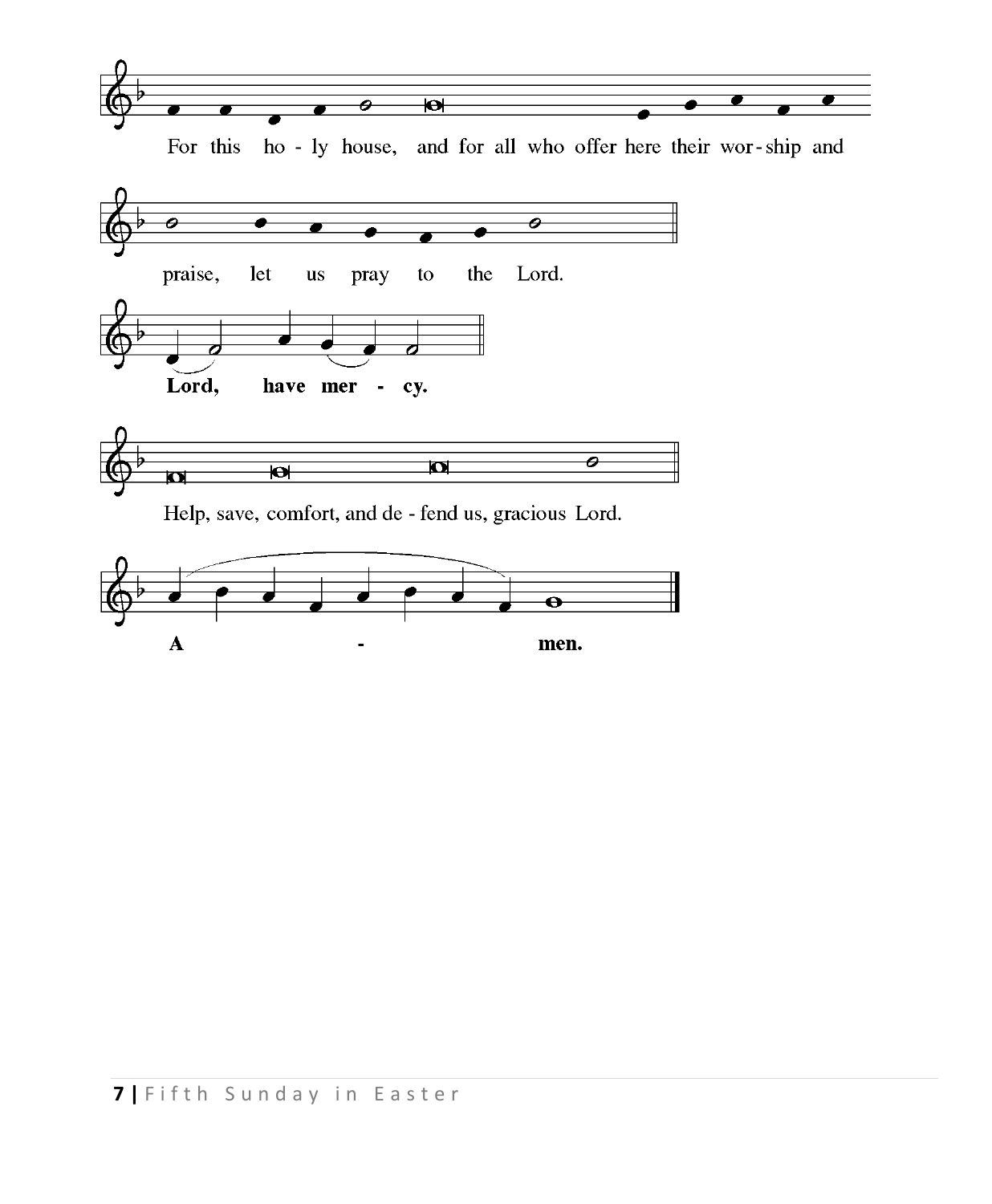For this ho - ly house, and for all who offer here their wor - ship and

praise, let us pray to the Lord.

**Lord, have mer - cy.**

Help, save, comfort, and de - fend us, gracious Lord.

**A - men.**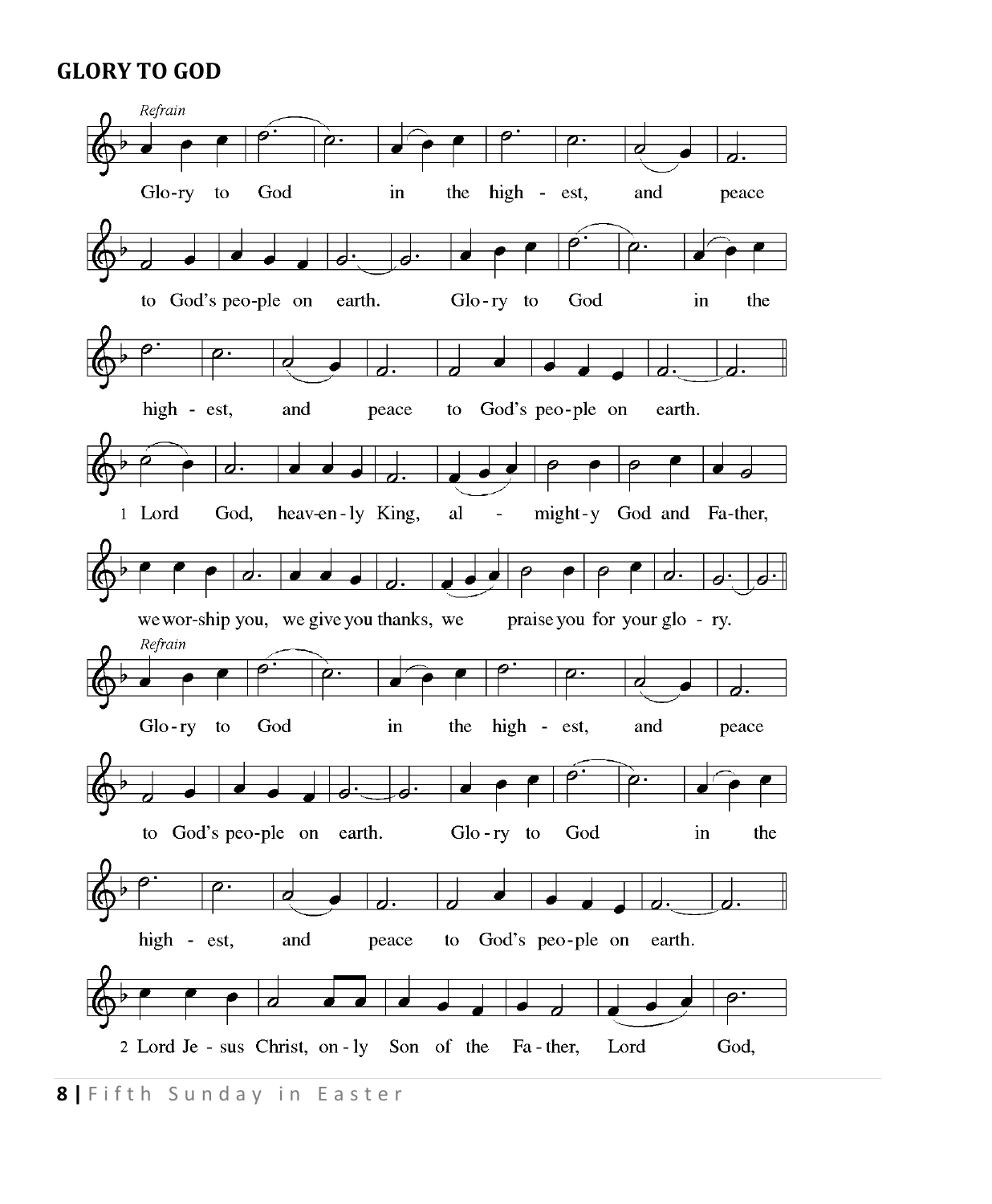## GLORY TO GOD

*Refrain*

Glo-ry to God in the high - est, and peace to God's peo-ple on earth. Glo-ry to God in the high - est, and peace to God's peo-ple on earth.

1 Lord God, heav-en-ly King, al - might-y God and Fa-ther, we wor-ship you, we give you thanks, we praise you for your glo - ry.

*Refrain*

Glo-ry to God in the high - est, and peace to God's peo-ple on earth. Glo-ry to God in the high - est, and peace to God's peo-ple on earth.

2 Lord Je - sus Christ, on - ly Son of the Fa - ther, Lord God,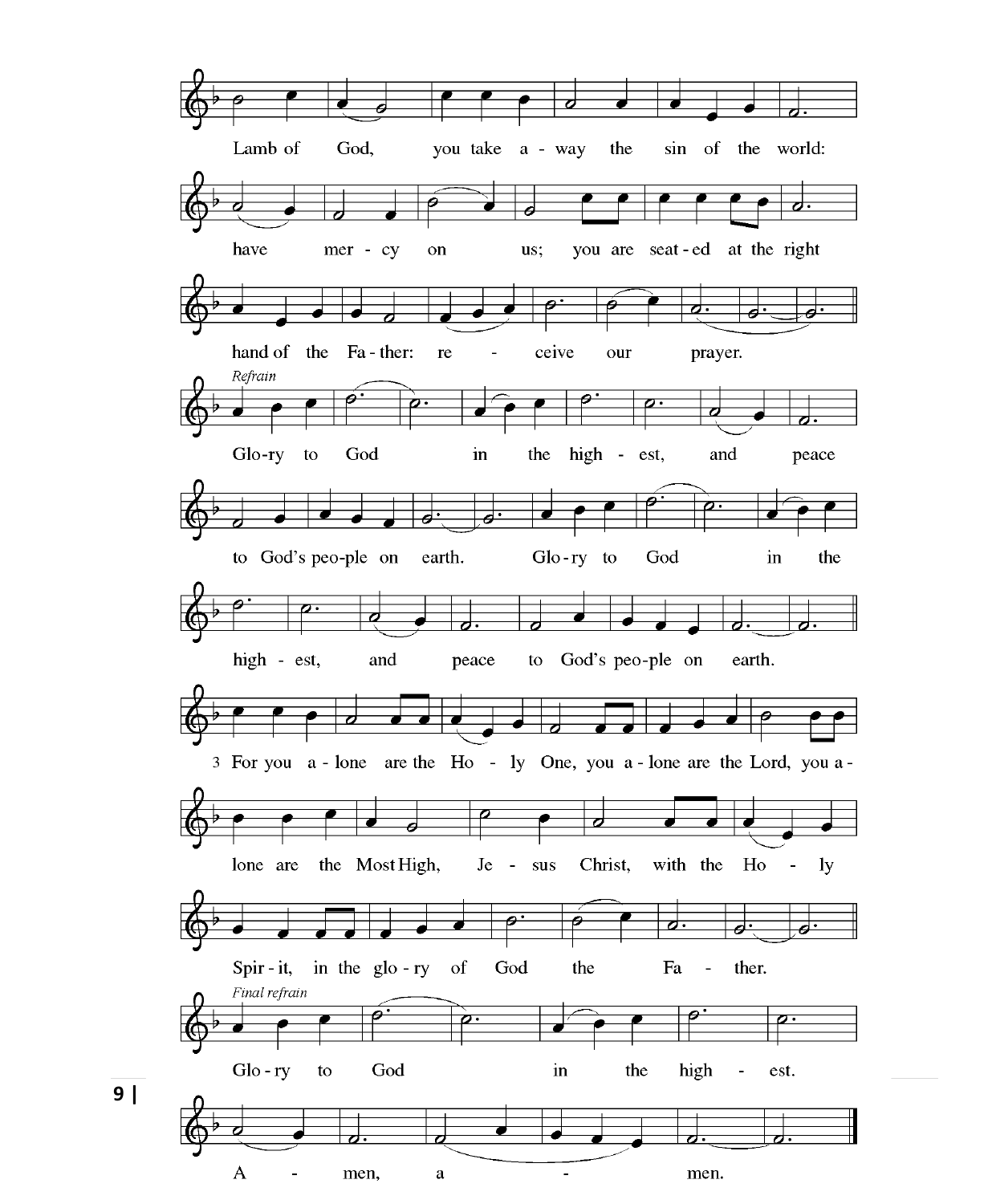Lamb of God, you take a - way the sin of the world:

have mer - cy on us; you are seat - ed at the right

hand of the Fa - ther: re - ceive our prayer.

*Refrain*

Glo - ry to God in the high - est, and peace

to God's peo - ple on earth. Glo - ry to God in the

high - est, and peace to God's peo - ple on earth.

3 For you a - lone are the Ho - ly One, you a - lone are the Lord, you a -

lone are the Most High, Je - sus Christ, with the Ho - ly

Spir - it, in the glo - ry of God the Fa - ther.

*Final refrain*

Glo - ry to God in the high - est.

A - men, a - men.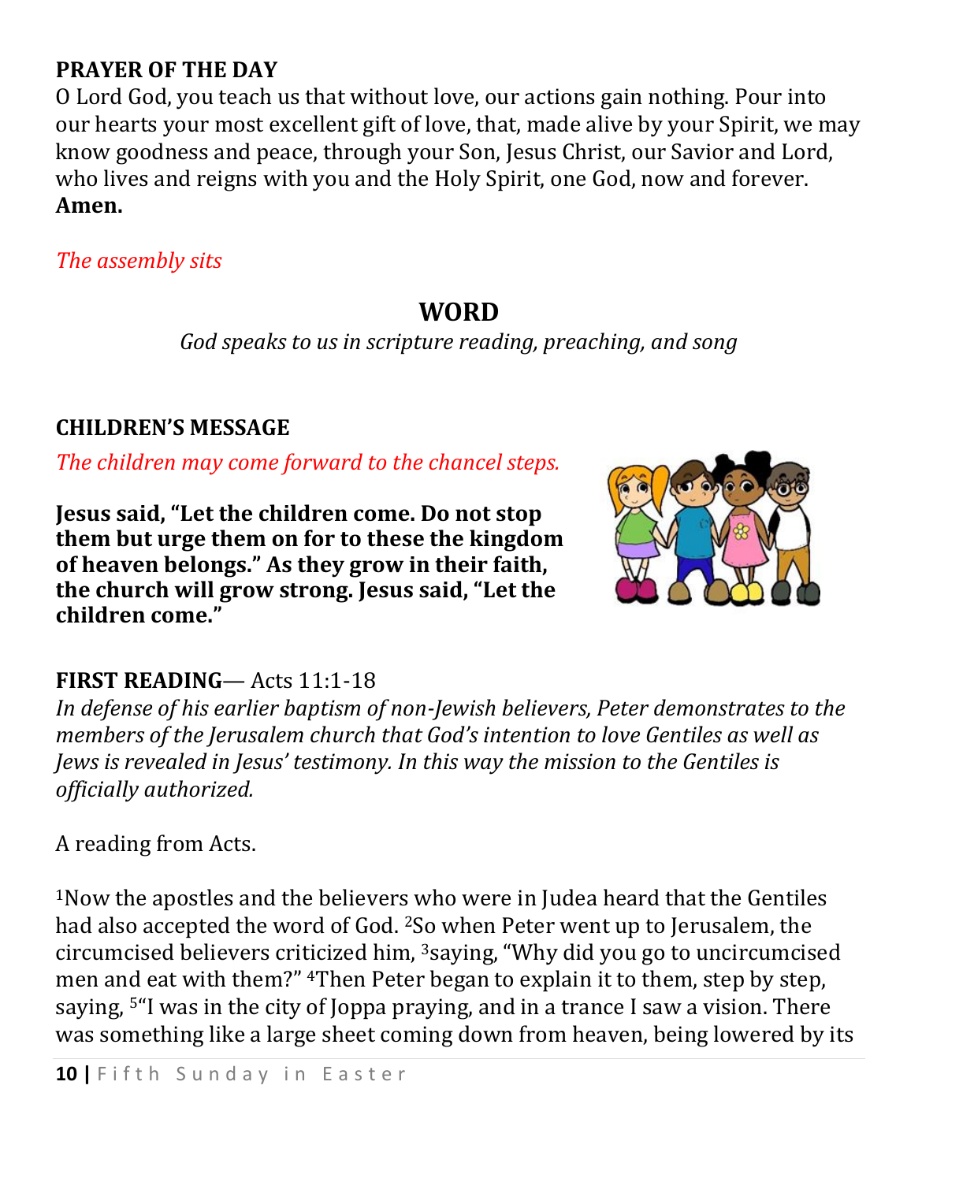## PRAYER OF THE DAY

O Lord God, you teach us that without love, our actions gain nothing. Pour into our hearts your most excellent gift of love, that, made alive by your Spirit, we may know goodness and peace, through your Son, Jesus Christ, our Savior and Lord, who lives and reigns with you and the Holy Spirit, one God, now and forever. **Amen.**

*The assembly sits*

# WORD

*God speaks to us in scripture reading, preaching, and song*

## CHILDREN'S MESSAGE

*The children may come forward to the chancel steps.*

**Jesus said, "Let the children come. Do not stop them but urge them on for to these the kingdom of heaven belongs." As they grow in their faith, the church will grow strong. Jesus said, "Let the children come."**

## FIRST READING— Acts 11:1-18

*In defense of his earlier baptism of non-Jewish believers, Peter demonstrates to the members of the Jerusalem church that God's intention to love Gentiles as well as Jews is revealed in Jesus' testimony. In this way the mission to the Gentiles is officially authorized.*

A reading from Acts.

[1]Now the apostles and the believers who were in Judea heard that the Gentiles had also accepted the word of God. [2]So when Peter went up to Jerusalem, the circumcised believers criticized him, [3]saying, "Why did you go to uncircumcised men and eat with them?" [4]Then Peter began to explain it to them, step by step, saying, [5]"I was in the city of Joppa praying, and in a trance I saw a vision. There was something like a large sheet coming down from heaven, being lowered by its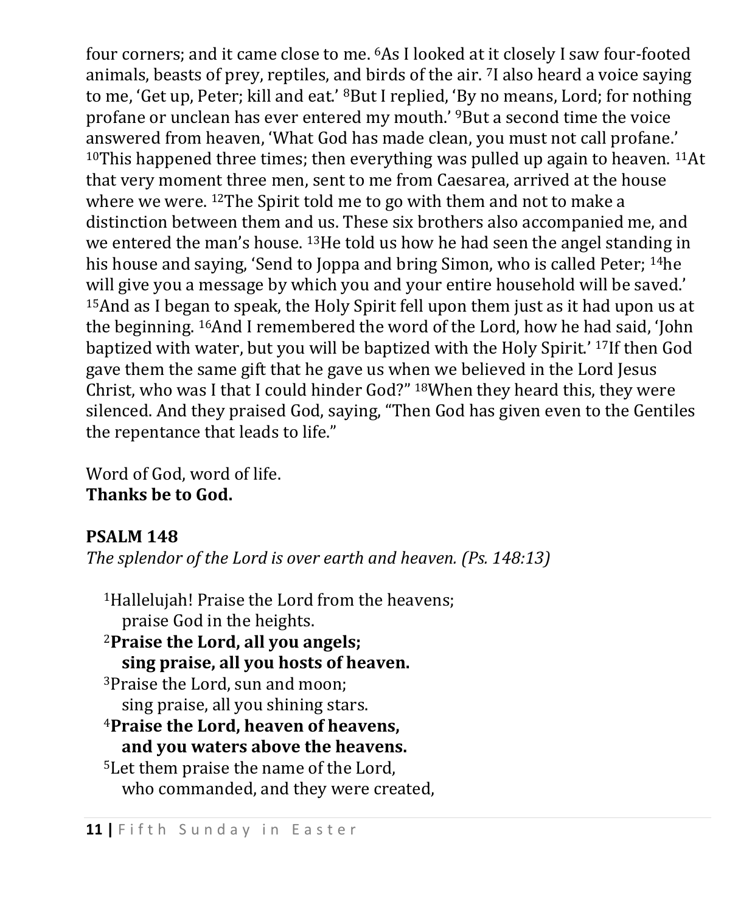four corners; and it came close to me. [6]As I looked at it closely I saw four-footed animals, beasts of prey, reptiles, and birds of the air. [7]I also heard a voice saying to me, 'Get up, Peter; kill and eat.' [8]But I replied, 'By no means, Lord; for nothing profane or unclean has ever entered my mouth.' [9]But a second time the voice answered from heaven, 'What God has made clean, you must not call profane.' [10]This happened three times; then everything was pulled up again to heaven. [11]At that very moment three men, sent to me from Caesarea, arrived at the house where we were. [12]The Spirit told me to go with them and not to make a distinction between them and us. These six brothers also accompanied me, and we entered the man's house. [13]He told us how he had seen the angel standing in his house and saying, 'Send to Joppa and bring Simon, who is called Peter; [14]he will give you a message by which you and your entire household will be saved.' [15]And as I began to speak, the Holy Spirit fell upon them just as it had upon us at the beginning. [16]And I remembered the word of the Lord, how he had said, 'John baptized with water, but you will be baptized with the Holy Spirit.' [17]If then God gave them the same gift that he gave us when we believed in the Lord Jesus Christ, who was I that I could hinder God?" [18]When they heard this, they were silenced. And they praised God, saying, "Then God has given even to the Gentiles the repentance that leads to life."

Word of God, word of life.
**Thanks be to God.**

**PSALM 148**
*The splendor of the Lord is over earth and heaven. (Ps. 148:13)*

[1]Hallelujah! Praise the Lord from the heavens;
praise God in the heights.
[2]**Praise the Lord, all you angels;**
**sing praise, all you hosts of heaven.**
[3]Praise the Lord, sun and moon;
sing praise, all you shining stars.
[4]**Praise the Lord, heaven of heavens,**
**and you waters above the heavens.**
[5]Let them praise the name of the Lord,
who commanded, and they were created,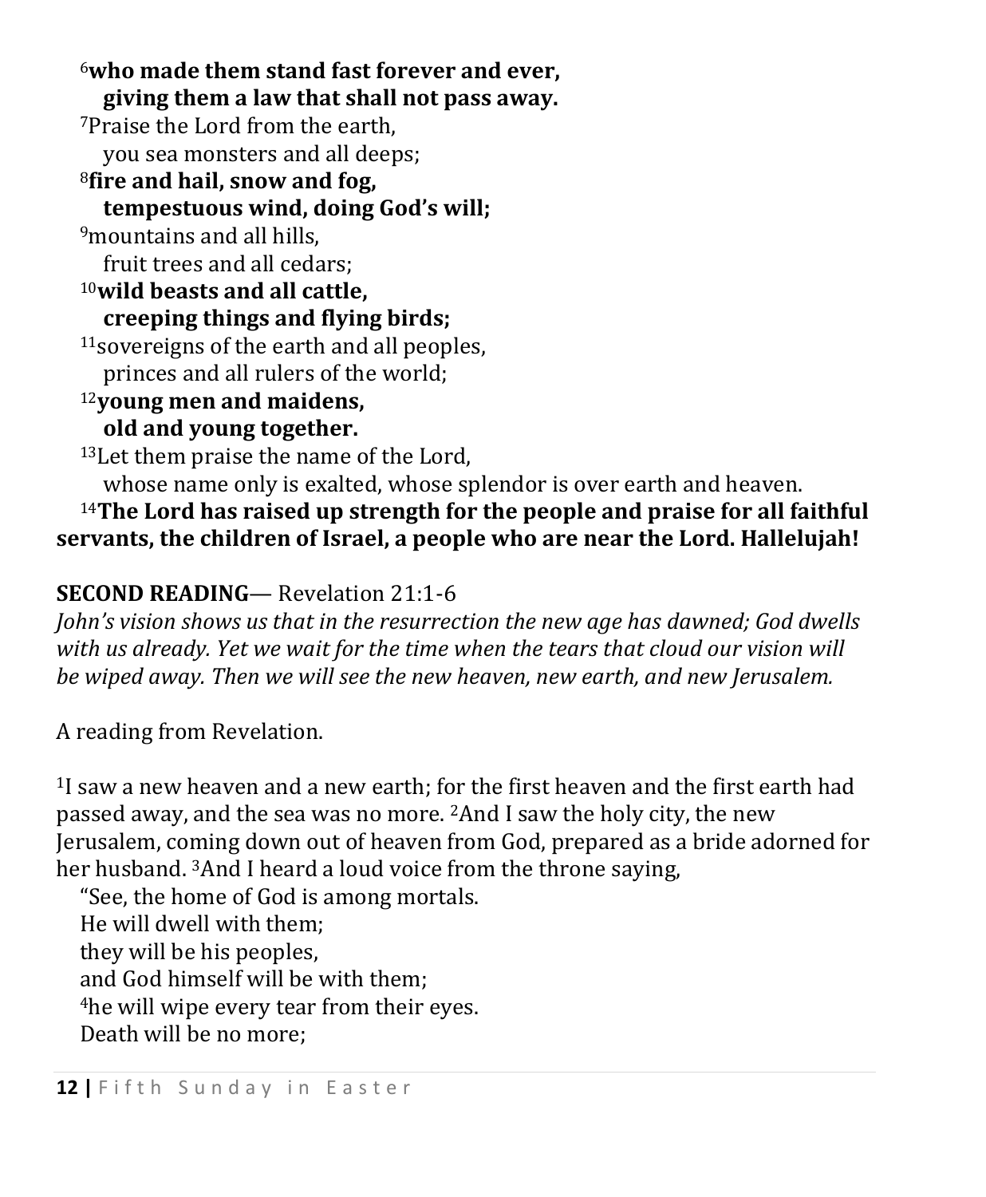[6]**who made them stand fast forever and ever,**
**giving them a law that shall not pass away.**
[7]Praise the Lord from the earth,
you sea monsters and all deeps;
[8]**fire and hail, snow and fog,**
**tempestuous wind, doing God's will;**
[9]mountains and all hills,
fruit trees and all cedars;
[10]**wild beasts and all cattle,**
**creeping things and flying birds;**
[11]sovereigns of the earth and all peoples,
princes and all rulers of the world;
[12]**young men and maidens,**
**old and young together.**
[13]Let them praise the name of the Lord,
whose name only is exalted, whose splendor is over earth and heaven.
[14]**The Lord has raised up strength for the people and praise for all faithful servants, the children of Israel, a people who are near the Lord. Hallelujah!**

**SECOND READING**— Revelation 21:1-6
*John's vision shows us that in the resurrection the new age has dawned; God dwells with us already. Yet we wait for the time when the tears that cloud our vision will be wiped away. Then we will see the new heaven, new earth, and new Jerusalem.*

A reading from Revelation.

[1]I saw a new heaven and a new earth; for the first heaven and the first earth had passed away, and the sea was no more. [2]And I saw the holy city, the new Jerusalem, coming down out of heaven from God, prepared as a bride adorned for her husband. [3]And I heard a loud voice from the throne saying,
"See, the home of God is among mortals.
He will dwell with them;
they will be his peoples,
and God himself will be with them;
[4]he will wipe every tear from their eyes.
Death will be no more;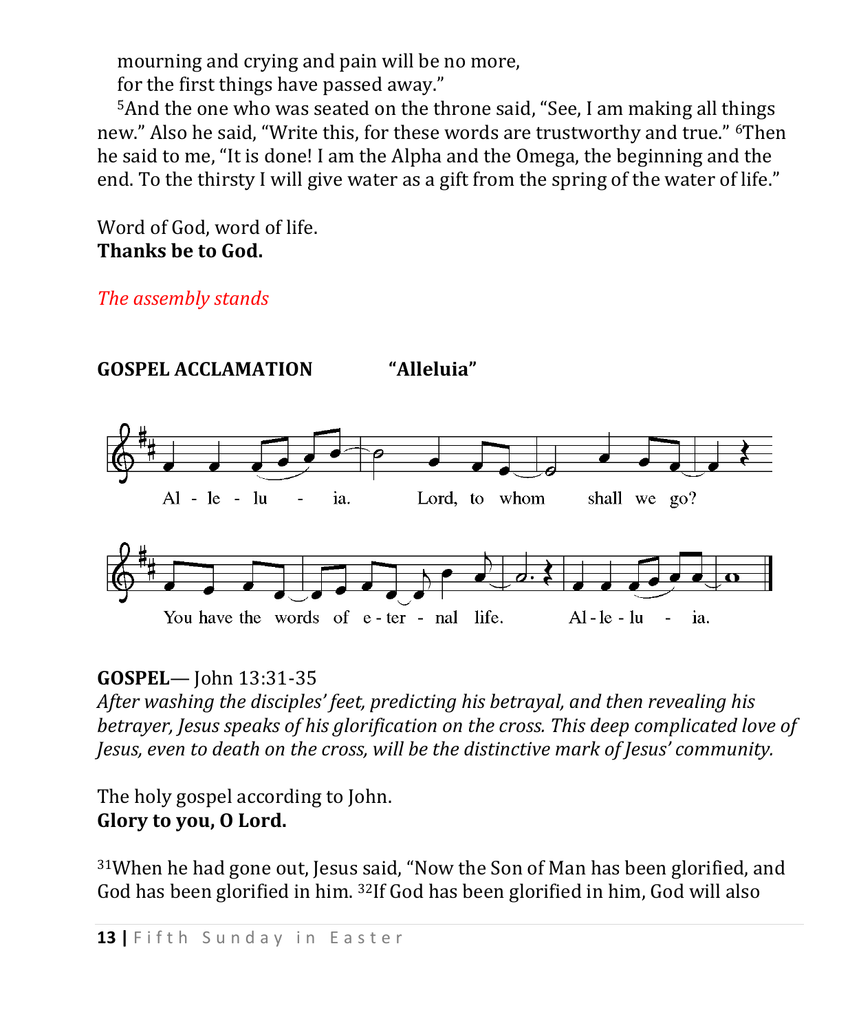mourning and crying and pain will be no more,
for the first things have passed away."

[5]And the one who was seated on the throne said, "See, I am making all things new." Also he said, "Write this, for these words are trustworthy and true." [6]Then he said to me, "It is done! I am the Alpha and the Omega, the beginning and the end. To the thirsty I will give water as a gift from the spring of the water of life."

Word of God, word of life.
**Thanks be to God.**

*The assembly stands*

**GOSPEL ACCLAMATION "Alleluia"**

Alleluia. Lord, to whom shall we go? You have the words of eternal life. Alleluia.

**GOSPEL**— John 13:31-35

*After washing the disciples' feet, predicting his betrayal, and then revealing his betrayer, Jesus speaks of his glorification on the cross. This deep complicated love of Jesus, even to death on the cross, will be the distinctive mark of Jesus' community.*

The holy gospel according to John.
**Glory to you, O Lord.**

[31]When he had gone out, Jesus said, "Now the Son of Man has been glorified, and God has been glorified in him. [32]If God has been glorified in him, God will also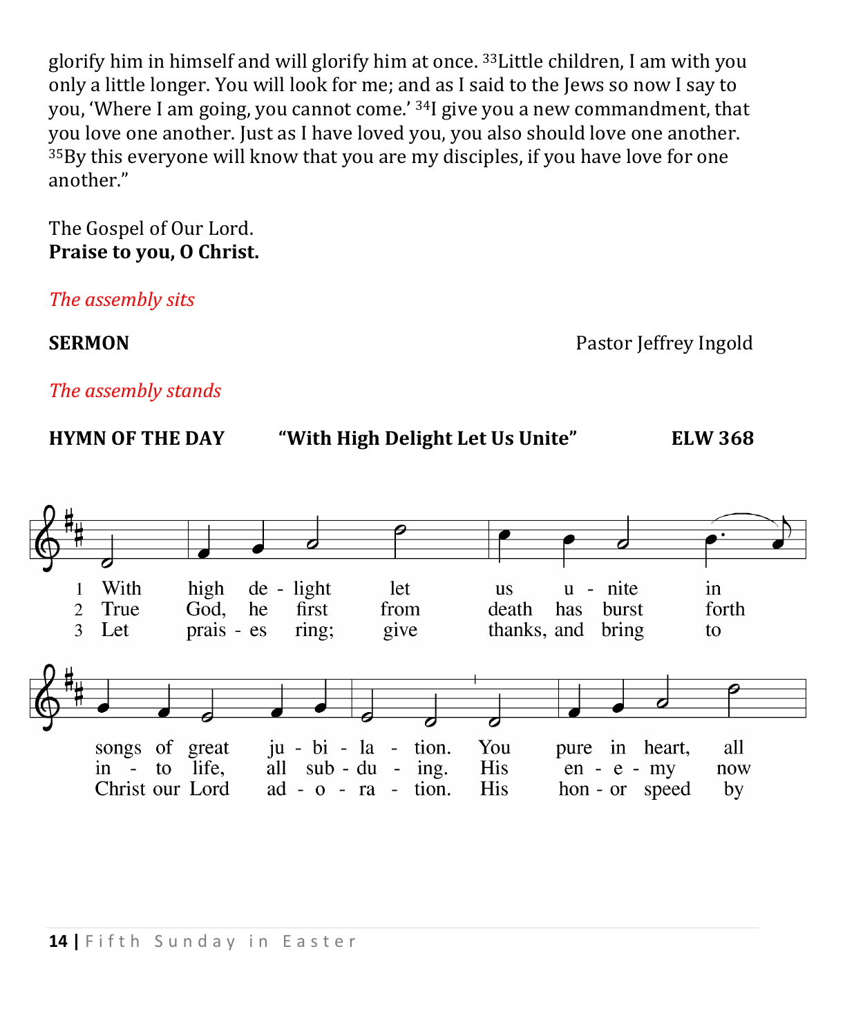glorify him in himself and will glorify him at once. [33]Little children, I am with you only a little longer. You will look for me; and as I said to the Jews so now I say to you, 'Where I am going, you cannot come.' [34]I give you a new commandment, that you love one another. Just as I have loved you, you also should love one another. [35]By this everyone will know that you are my disciples, if you have love for one another."

The Gospel of Our Lord.
**Praise to you, O Christ.**

*The assembly sits*

**SERMON** Pastor Jeffrey Ingold

*The assembly stands*

**HYMN OF THE DAY "With High Delight Let Us Unite" ELW 368**

1 With high de - light let us u - nite in songs of great ju - bi - la - tion. You pure in heart, all

2 True God, he first from death has burst forth in - to life, all sub - du - ing. His en - e - my now

3 Let prais - es ring; give thanks, and bring to Christ our Lord ad - o - ra - tion. His hon - or speed by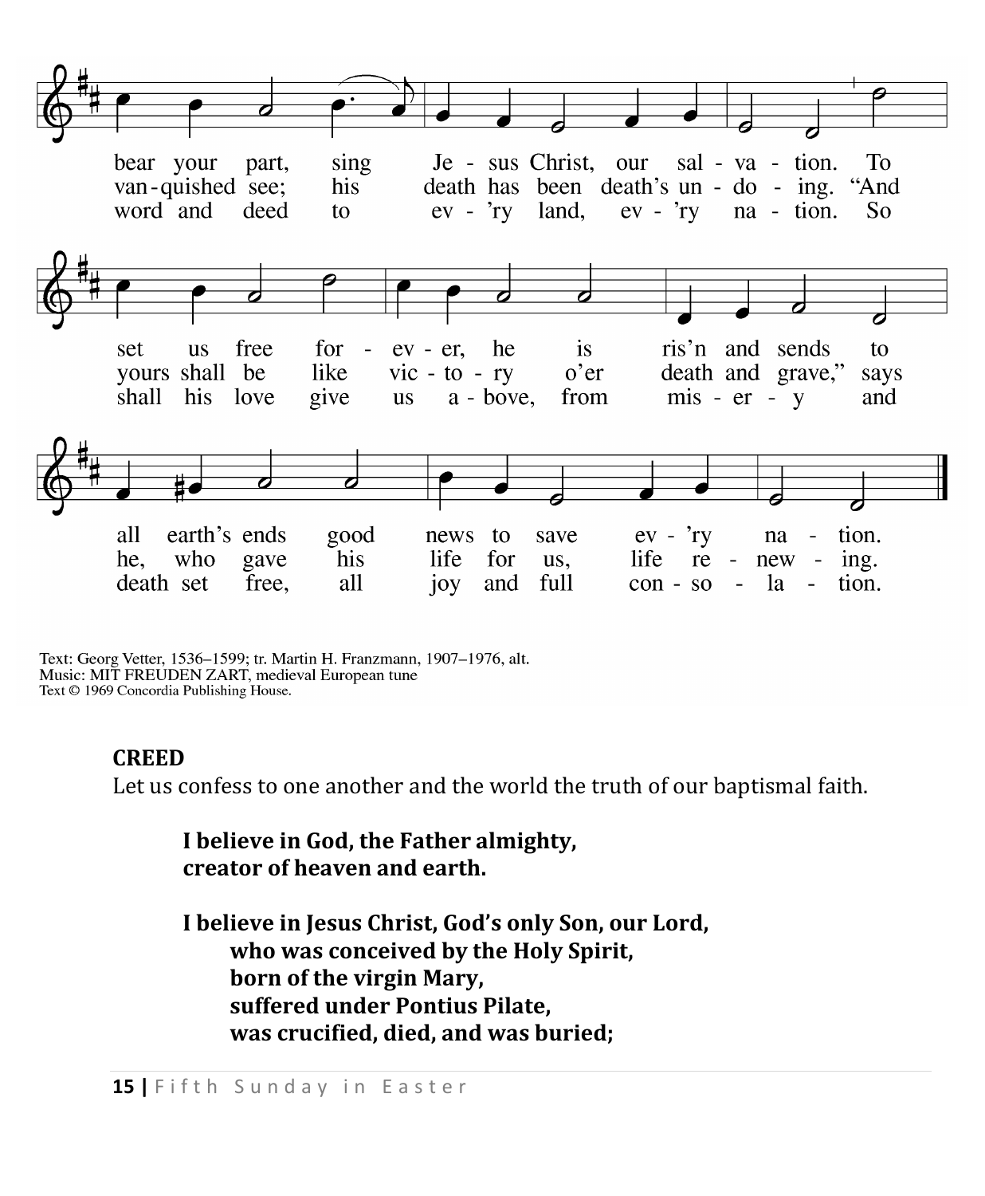bear your part, sing Jesus Christ, our salvation. To set us free forever, he is ris'n and sends to all earth's ends good news to save every nation.

vanquished see; his death has been death's undoing. "And yours shall be like victory o'er death and grave," says he, who gave his life for us, life renewing.

word and deed to ev'ry land, ev'ry nation. So shall his love give us above, from misery and death set free, all joy and full consolation.

Text: Georg Vetter, 1536–1599; tr. Martin H. Franzmann, 1907–1976, alt.
Music: MIT FREUDEN ZART, medieval European tune
Text © 1969 Concordia Publishing House.

**CREED**

Let us confess to one another and the world the truth of our baptismal faith.

**I believe in God, the Father almighty,
creator of heaven and earth.**

**I believe in Jesus Christ, God's only Son, our Lord,
who was conceived by the Holy Spirit,
born of the virgin Mary,
suffered under Pontius Pilate,
was crucified, died, and was buried;**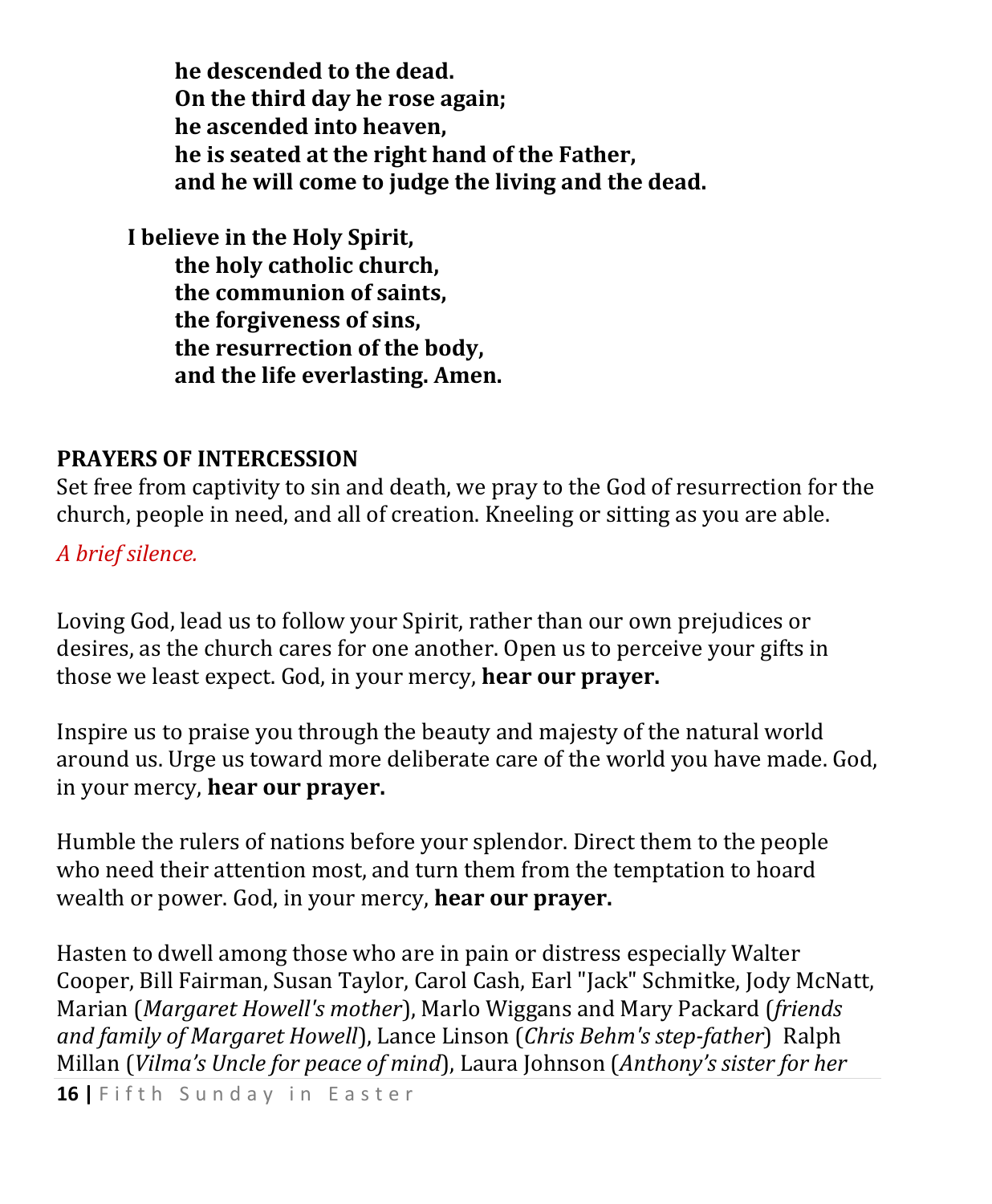**he descended to the dead.**
**On the third day he rose again;**
**he ascended into heaven,**
**he is seated at the right hand of the Father,**
**and he will come to judge the living and the dead.**

**I believe in the Holy Spirit,**
**the holy catholic church,**
**the communion of saints,**
**the forgiveness of sins,**
**the resurrection of the body,**
**and the life everlasting. Amen.**

**PRAYERS OF INTERCESSION**

Set free from captivity to sin and death, we pray to the God of resurrection for the church, people in need, and all of creation. Kneeling or sitting as you are able.

*A brief silence.*

Loving God, lead us to follow your Spirit, rather than our own prejudices or desires, as the church cares for one another. Open us to perceive your gifts in those we least expect. God, in your mercy, **hear our prayer.**

Inspire us to praise you through the beauty and majesty of the natural world around us. Urge us toward more deliberate care of the world you have made. God, in your mercy, **hear our prayer.**

Humble the rulers of nations before your splendor. Direct them to the people who need their attention most, and turn them from the temptation to hoard wealth or power. God, in your mercy, **hear our prayer.**

Hasten to dwell among those who are in pain or distress especially Walter Cooper, Bill Fairman, Susan Taylor, Carol Cash, Earl "Jack" Schmitke, Jody McNatt, Marian (*Margaret Howell's mother*), Marlo Wiggans and Mary Packard (*friends and family of Margaret Howell*), Lance Linson (*Chris Behm's step-father*) Ralph Millan (*Vilma's Uncle for peace of mind*), Laura Johnson (*Anthony's sister for her*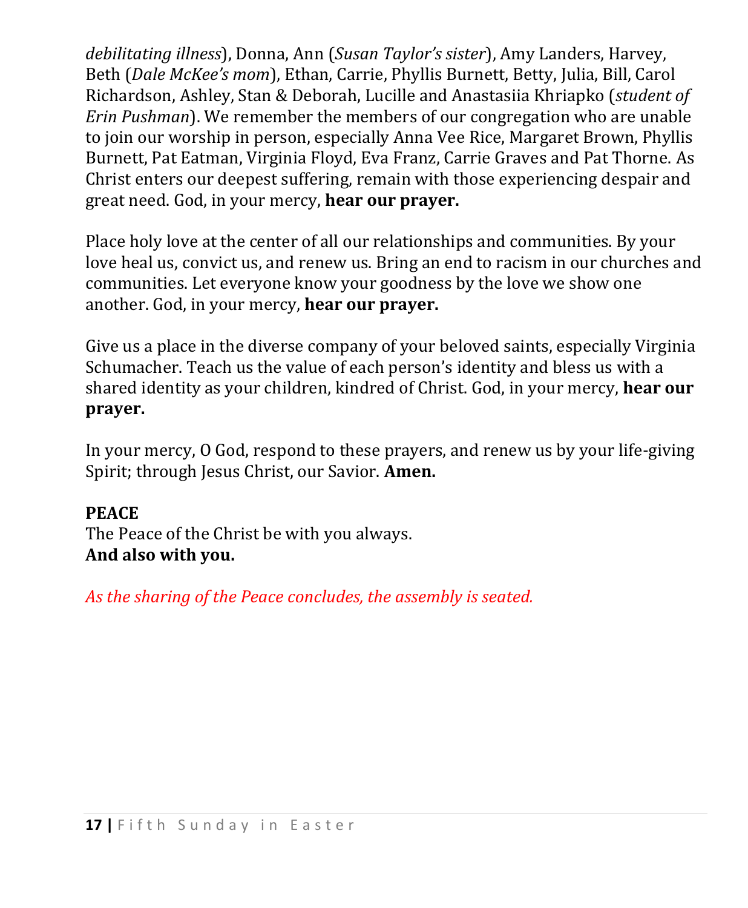*debilitating illness*), Donna, Ann (*Susan Taylor's sister*), Amy Landers, Harvey, Beth (*Dale McKee's mom*), Ethan, Carrie, Phyllis Burnett, Betty, Julia, Bill, Carol Richardson, Ashley, Stan & Deborah, Lucille and Anastasiia Khriapko (*student of Erin Pushman*). We remember the members of our congregation who are unable to join our worship in person, especially Anna Vee Rice, Margaret Brown, Phyllis Burnett, Pat Eatman, Virginia Floyd, Eva Franz, Carrie Graves and Pat Thorne. As Christ enters our deepest suffering, remain with those experiencing despair and great need. God, in your mercy, **hear our prayer.**

Place holy love at the center of all our relationships and communities. By your love heal us, convict us, and renew us. Bring an end to racism in our churches and communities. Let everyone know your goodness by the love we show one another. God, in your mercy, **hear our prayer.**

Give us a place in the diverse company of your beloved saints, especially Virginia Schumacher. Teach us the value of each person's identity and bless us with a shared identity as your children, kindred of Christ. God, in your mercy, **hear our prayer.**

In your mercy, O God, respond to these prayers, and renew us by your life-giving Spirit; through Jesus Christ, our Savior. **Amen.**

**PEACE**
The Peace of the Christ be with you always.
**And also with you.**

*As the sharing of the Peace concludes, the assembly is seated.*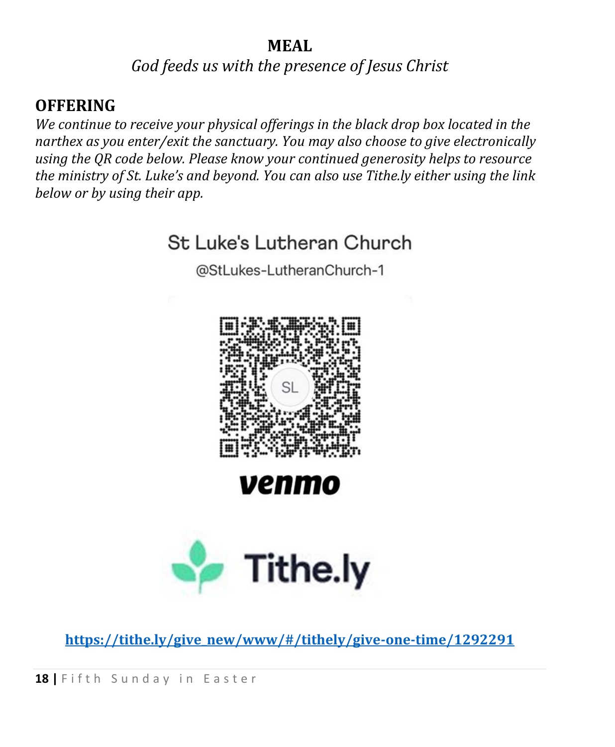## MEAL

*God feeds us with the presence of Jesus Christ*

## OFFERING

*We continue to receive your physical offerings in the black drop box located in the narthex as you enter/exit the sanctuary. You may also choose to give electronically using the QR code below. Please know your continued generosity helps to resource the ministry of St. Luke's and beyond. You can also use Tithe.ly either using the link below or by using their app.*

St Luke's Lutheran Church

@StLukes-LutheranChurch-1

venmo

Tithe.ly

[https://tithe.ly/give_new/www/#/tithely/give-one-time/1292291](https://tithe.ly/give_new/www/#/tithely/give-one-time/1292291)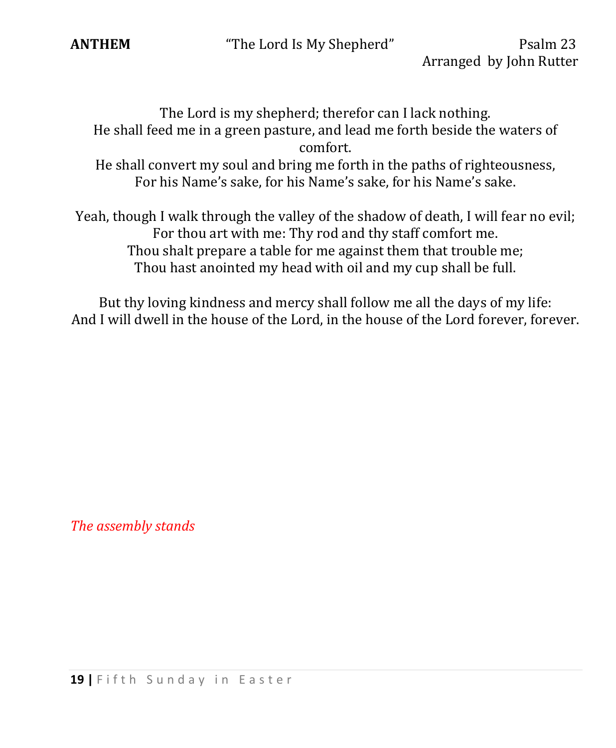**ANTHEM** "The Lord Is My Shepherd" Psalm 23
Arranged by John Rutter

The Lord is my shepherd; therefor can I lack nothing.
He shall feed me in a green pasture, and lead me forth beside the waters of comfort.
He shall convert my soul and bring me forth in the paths of righteousness,
For his Name's sake, for his Name's sake, for his Name's sake.

Yeah, though I walk through the valley of the shadow of death, I will fear no evil;
For thou art with me: Thy rod and thy staff comfort me.
Thou shalt prepare a table for me against them that trouble me;
Thou hast anointed my head with oil and my cup shall be full.

But thy loving kindness and mercy shall follow me all the days of my life:
And I will dwell in the house of the Lord, in the house of the Lord forever, forever.

*The assembly stands*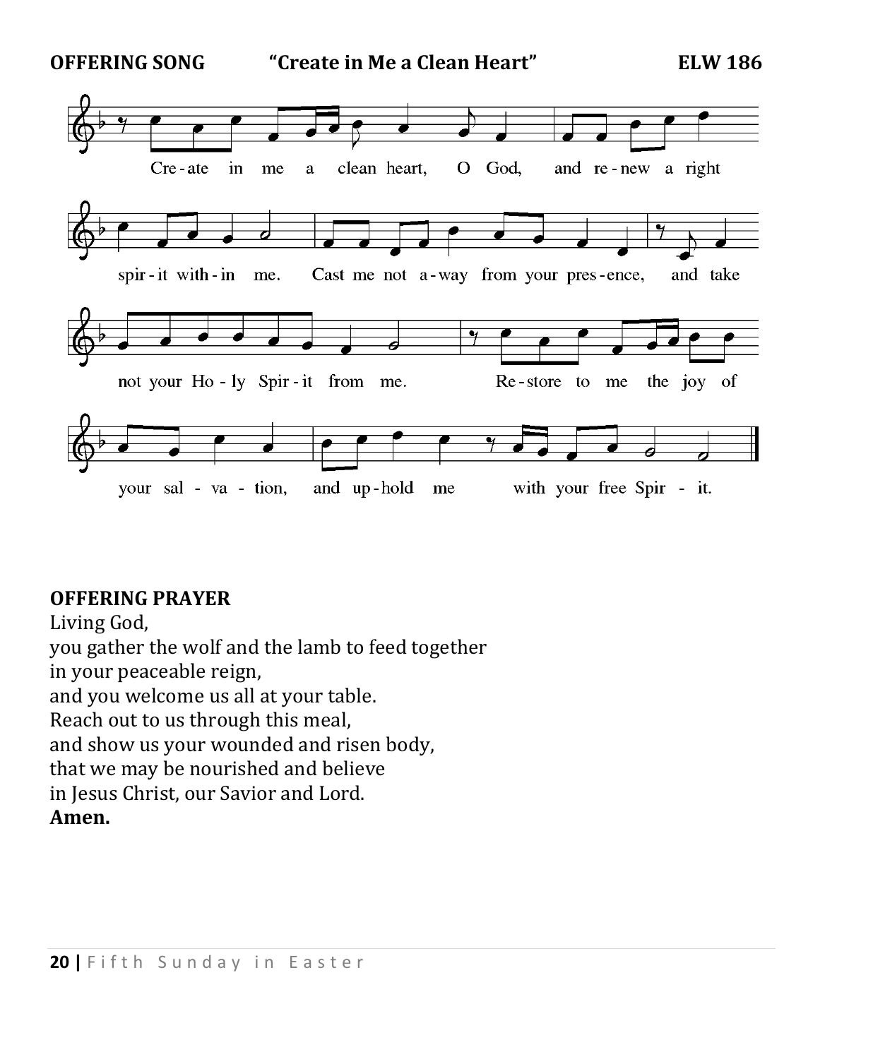**OFFERING SONG** **"Create in Me a Clean Heart"** **ELW 186**

Create in me a clean heart, O God, and renew a right spirit within me. Cast me not away from your presence, and take not your Holy Spirit from me. Restore to me the joy of your salvation, and uphold me with your free Spirit.

**OFFERING PRAYER**

Living God,
you gather the wolf and the lamb to feed together
in your peaceable reign,
and you welcome us all at your table.
Reach out to us through this meal,
and show us your wounded and risen body,
that we may be nourished and believe
in Jesus Christ, our Savior and Lord.
**Amen.**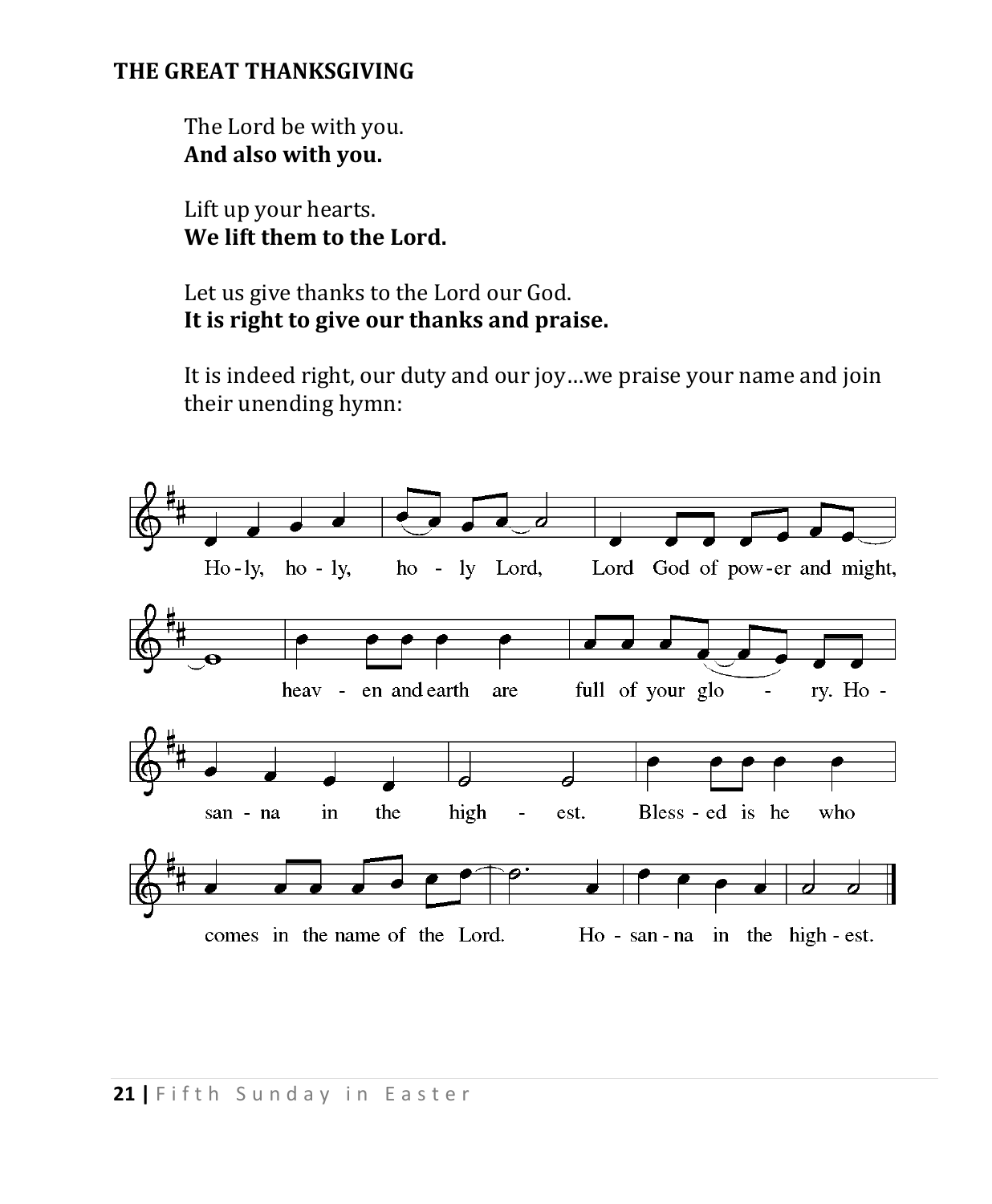**THE GREAT THANKSGIVING**

The Lord be with you.
**And also with you.**

Lift up your hearts.
**We lift them to the Lord.**

Let us give thanks to the Lord our God.
**It is right to give our thanks and praise.**

It is indeed right, our duty and our joy…we praise your name and join their unending hymn:

Ho-ly, ho-ly, ho-ly Lord, Lord God of pow-er and might, heav-en and earth are full of your glo-ry. Ho-san-na in the high-est. Bless-ed is he who comes in the name of the Lord. Ho-san-na in the high-est.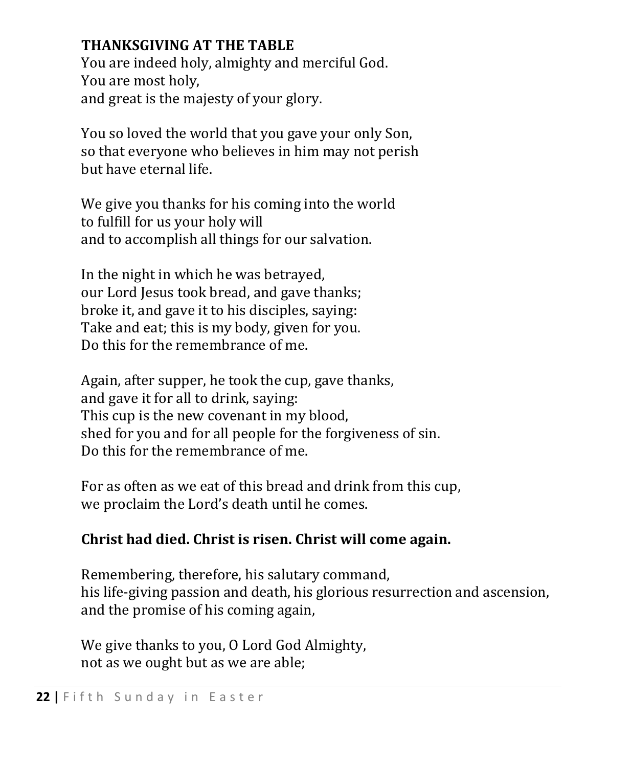**THANKSGIVING AT THE TABLE**
You are indeed holy, almighty and merciful God.
You are most holy,
and great is the majesty of your glory.

You so loved the world that you gave your only Son,
so that everyone who believes in him may not perish
but have eternal life.

We give you thanks for his coming into the world
to fulfill for us your holy will
and to accomplish all things for our salvation.

In the night in which he was betrayed,
our Lord Jesus took bread, and gave thanks;
broke it, and gave it to his disciples, saying:
Take and eat; this is my body, given for you.
Do this for the remembrance of me.

Again, after supper, he took the cup, gave thanks,
and gave it for all to drink, saying:
This cup is the new covenant in my blood,
shed for you and for all people for the forgiveness of sin.
Do this for the remembrance of me.

For as often as we eat of this bread and drink from this cup,
we proclaim the Lord's death until he comes.

**Christ had died. Christ is risen. Christ will come again.**

Remembering, therefore, his salutary command,
his life-giving passion and death, his glorious resurrection and ascension,
and the promise of his coming again,

We give thanks to you, O Lord God Almighty,
not as we ought but as we are able;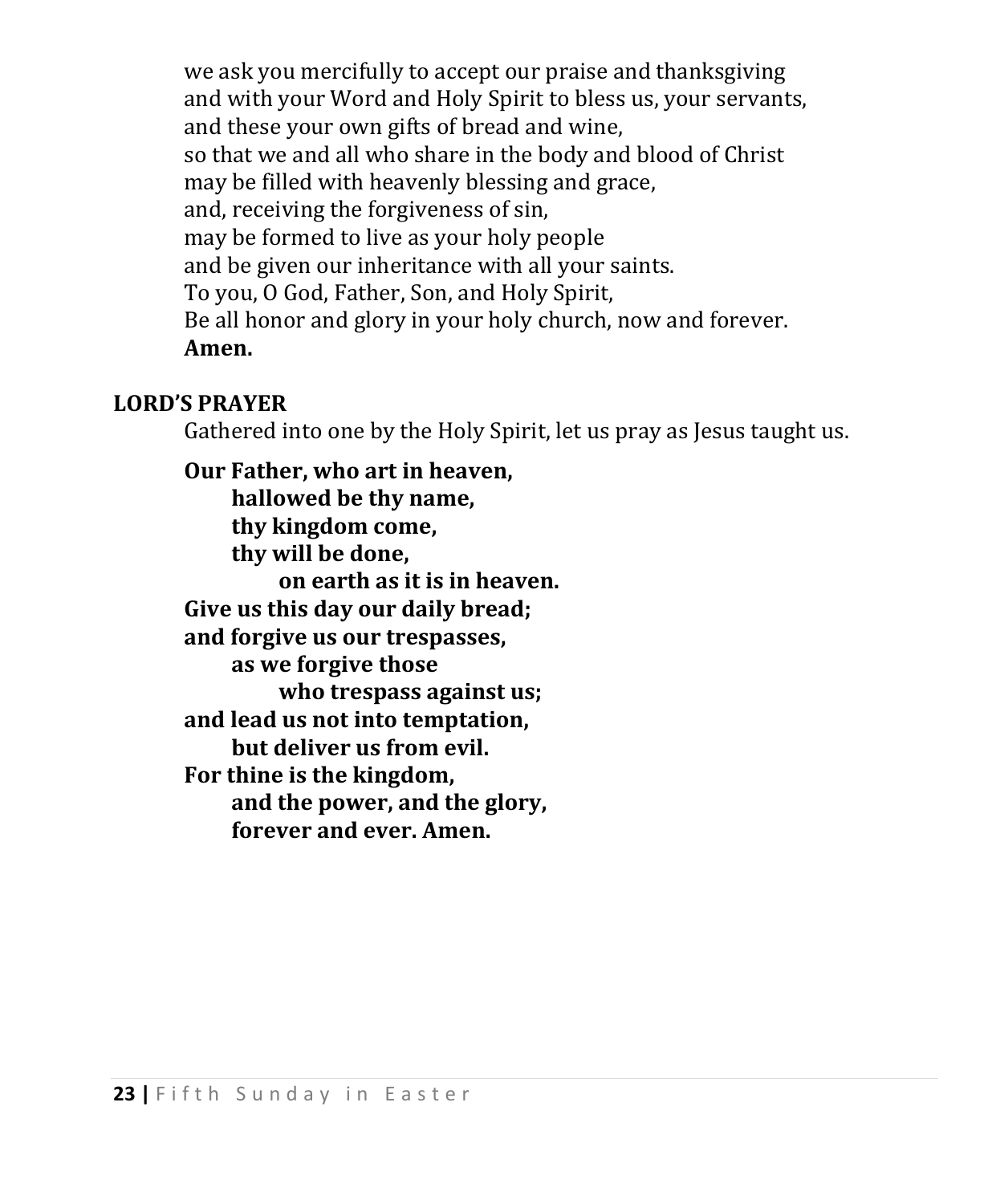we ask you mercifully to accept our praise and thanksgiving
and with your Word and Holy Spirit to bless us, your servants,
and these your own gifts of bread and wine,
so that we and all who share in the body and blood of Christ
may be filled with heavenly blessing and grace,
and, receiving the forgiveness of sin,
may be formed to live as your holy people
and be given our inheritance with all your saints.
To you, O God, Father, Son, and Holy Spirit,
Be all honor and glory in your holy church, now and forever.
**Amen.**

## LORD'S PRAYER

Gathered into one by the Holy Spirit, let us pray as Jesus taught us.

**Our Father, who art in heaven,**
**hallowed be thy name,**
**thy kingdom come,**
**thy will be done,**
**on earth as it is in heaven.**
**Give us this day our daily bread;**
**and forgive us our trespasses,**
**as we forgive those**
**who trespass against us;**
**and lead us not into temptation,**
**but deliver us from evil.**
**For thine is the kingdom,**
**and the power, and the glory,**
**forever and ever. Amen.**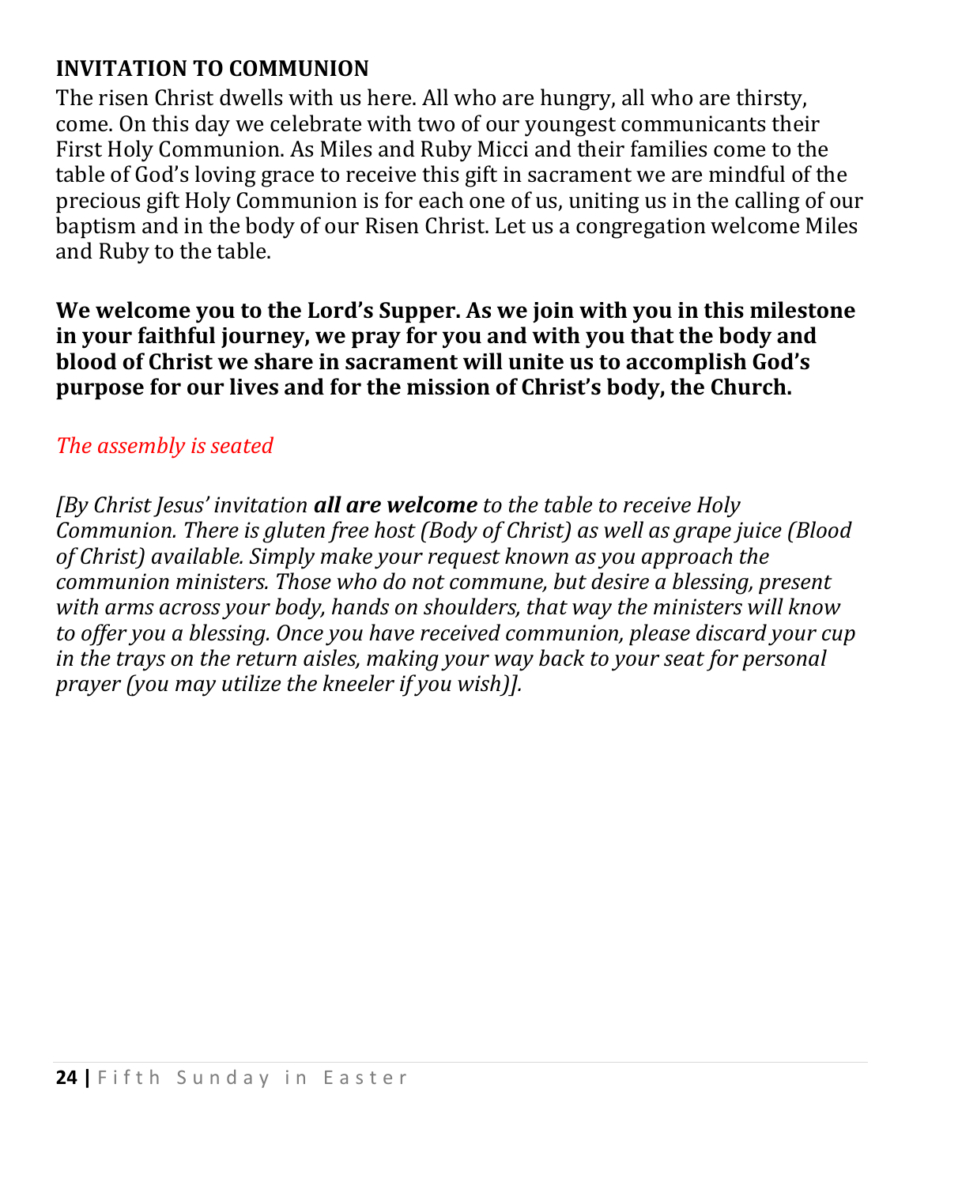## INVITATION TO COMMUNION

The risen Christ dwells with us here. All who are hungry, all who are thirsty, come. On this day we celebrate with two of our youngest communicants their First Holy Communion. As Miles and Ruby Micci and their families come to the table of God's loving grace to receive this gift in sacrament we are mindful of the precious gift Holy Communion is for each one of us, uniting us in the calling of our baptism and in the body of our Risen Christ. Let us a congregation welcome Miles and Ruby to the table.

**We welcome you to the Lord's Supper. As we join with you in this milestone in your faithful journey, we pray for you and with you that the body and blood of Christ we share in sacrament will unite us to accomplish God's purpose for our lives and for the mission of Christ's body, the Church.**

*The assembly is seated*

*[By Christ Jesus' invitation **all are welcome** to the table to receive Holy Communion. There is gluten free host (Body of Christ) as well as grape juice (Blood of Christ) available. Simply make your request known as you approach the communion ministers. Those who do not commune, but desire a blessing, present with arms across your body, hands on shoulders, that way the ministers will know to offer you a blessing. Once you have received communion, please discard your cup in the trays on the return aisles, making your way back to your seat for personal prayer (you may utilize the kneeler if you wish)].*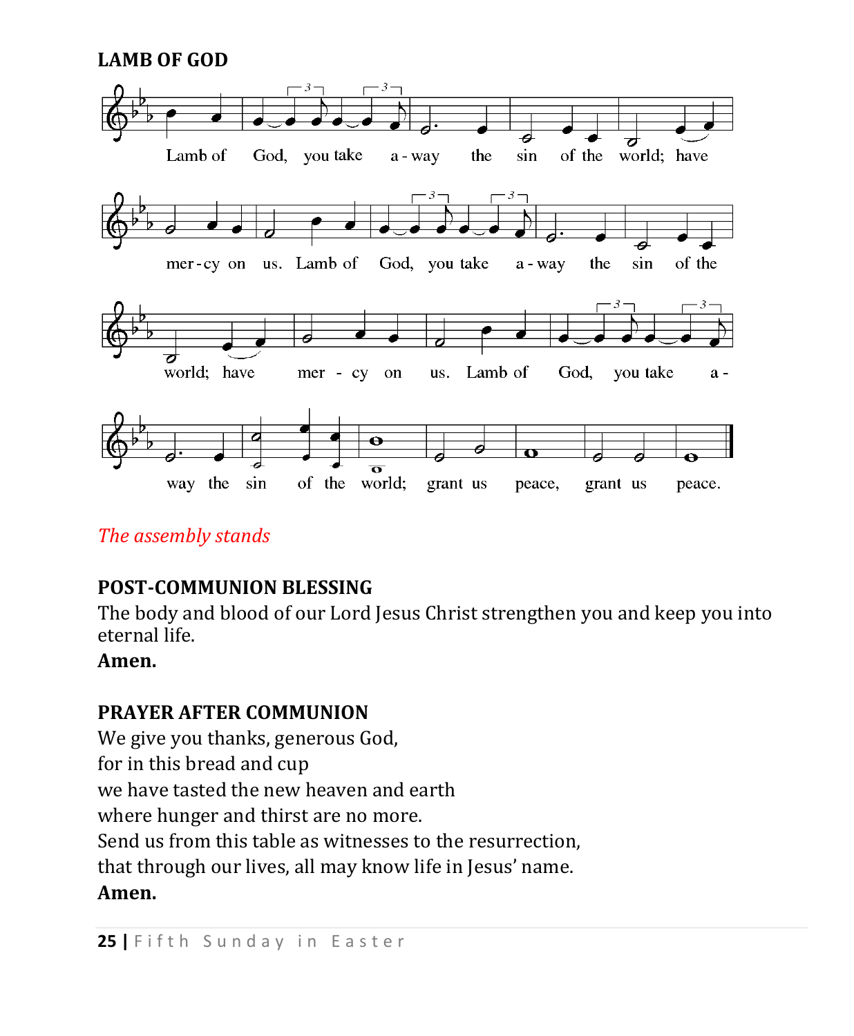**LAMB OF GOD**

Lamb of God, you take a-way the sin of the world; have mer-cy on us. Lamb of God, you take a-way the sin of the world; have mer-cy on us. Lamb of God, you take a-way the sin of the world; grant us peace, grant us peace.

*The assembly stands*

**POST-COMMUNION BLESSING**

The body and blood of our Lord Jesus Christ strengthen you and keep you into eternal life.

**Amen.**

**PRAYER AFTER COMMUNION**

We give you thanks, generous God,  
for in this bread and cup  
we have tasted the new heaven and earth  
where hunger and thirst are no more.  
Send us from this table as witnesses to the resurrection,  
that through our lives, all may know life in Jesus' name.  
**Amen.**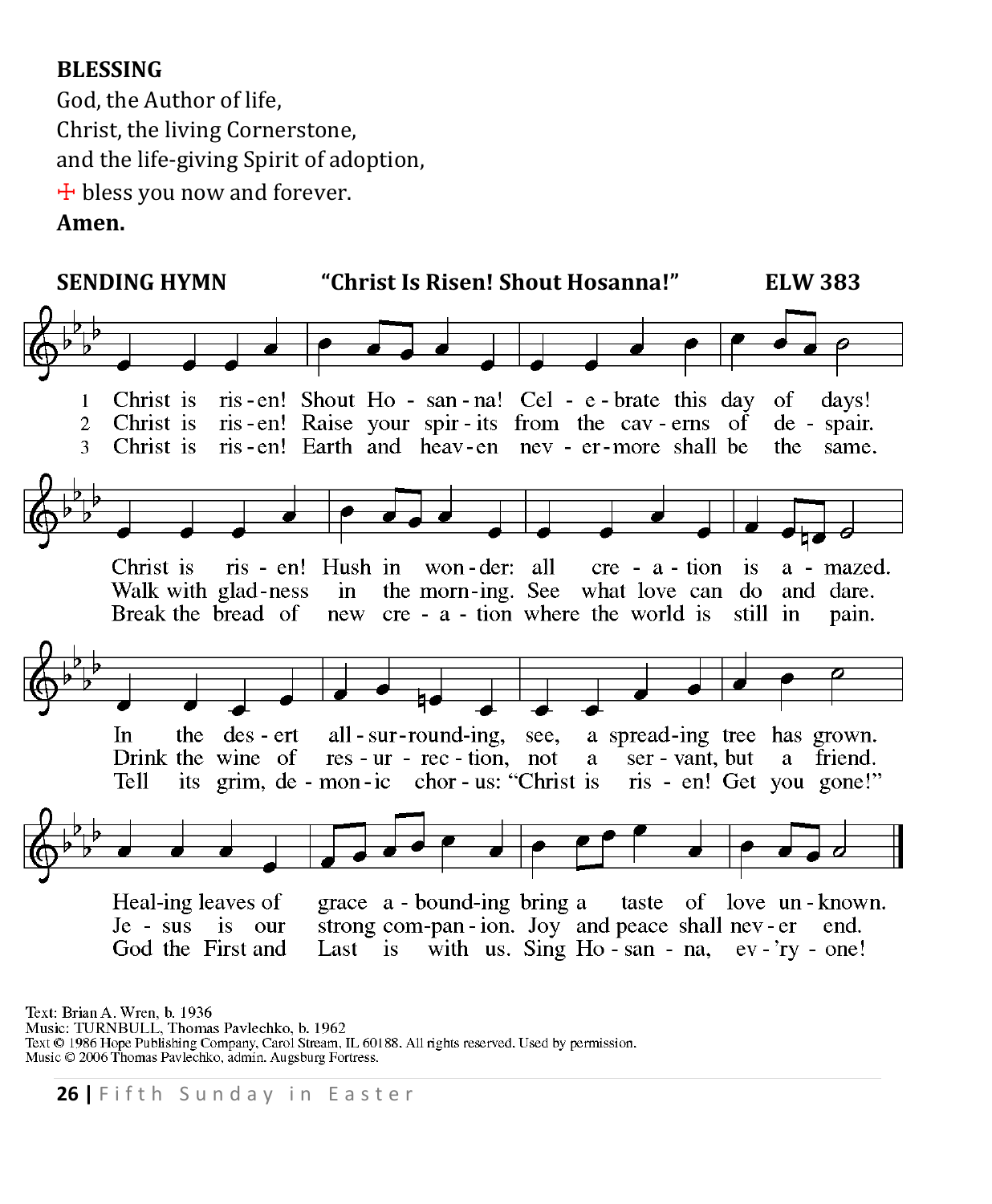**BLESSING**

God, the Author of life,
Christ, the living Cornerstone,
and the life-giving Spirit of adoption,
☩ bless you now and forever.
**Amen.**

**SENDING HYMN** **"Christ Is Risen! Shout Hosanna!"** **ELW 383**

1 Christ is risen! Shout Hosanna! Celebrate this day of days!
Christ is risen! Hush in wonder: all creation is amazed.
In the desert all-surrounding, see, a spreading tree has grown.
Healing leaves of grace abounding bring a taste of love unknown.

2 Christ is risen! Raise your spirits from the caverns of despair.
Walk with gladness in the morning. See what love can do and dare.
Drink the wine of resurrection, not a servant, but a friend.
Jesus is our strong companion. Joy and peace shall never end.

3 Christ is risen! Earth and heaven nevermore shall be the same.
Break the bread of new creation where the world is still in pain.
Tell its grim, demonic chorus: "Christ is risen! Get you gone!"
God the First and Last is with us. Sing Hosanna, ev'ryone!

Text: Brian A. Wren, b. 1936
Music: TURNBULL, Thomas Pavlechko, b. 1962
Text © 1986 Hope Publishing Company, Carol Stream, IL 60188. All rights reserved. Used by permission.
Music © 2006 Thomas Pavlechko, admin. Augsburg Fortress.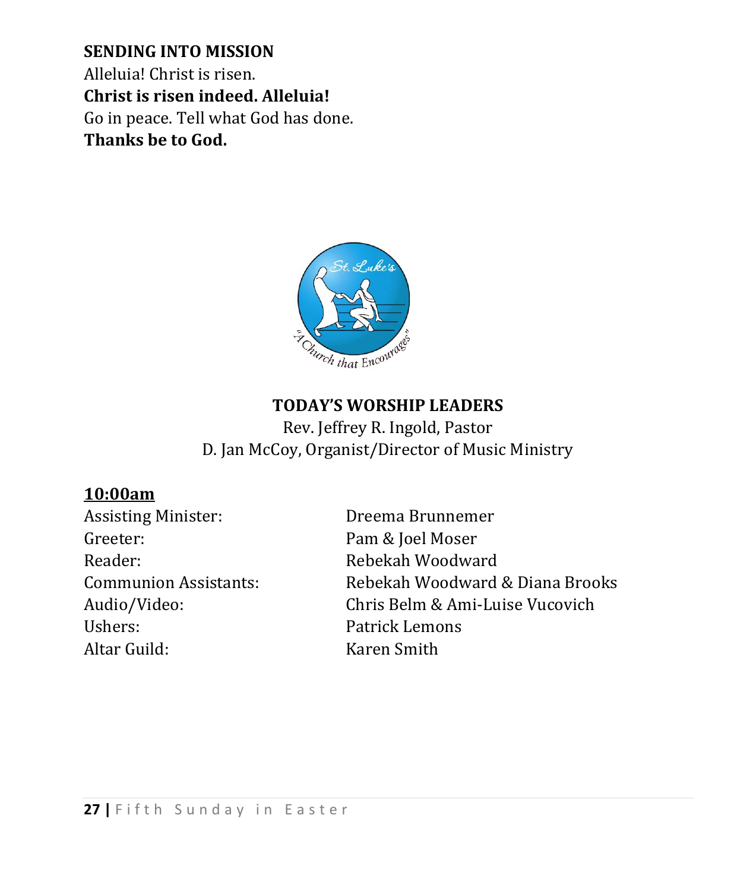**SENDING INTO MISSION**

Alleluia! Christ is risen.

**Christ is risen indeed. Alleluia!**

Go in peace. Tell what God has done.

**Thanks be to God.**

**TODAY'S WORSHIP LEADERS**

Rev. Jeffrey R. Ingold, Pastor

D. Jan McCoy, Organist/Director of Music Ministry

**10:00am**

| | |
|---|---|
| Assisting Minister: | Dreema Brunnemer |
| Greeter: | Pam & Joel Moser |
| Reader: | Rebekah Woodward |
| Communion Assistants: | Rebekah Woodward & Diana Brooks |
| Audio/Video: | Chris Belm & Ami-Luise Vucovich |
| Ushers: | Patrick Lemons |
| Altar Guild: | Karen Smith |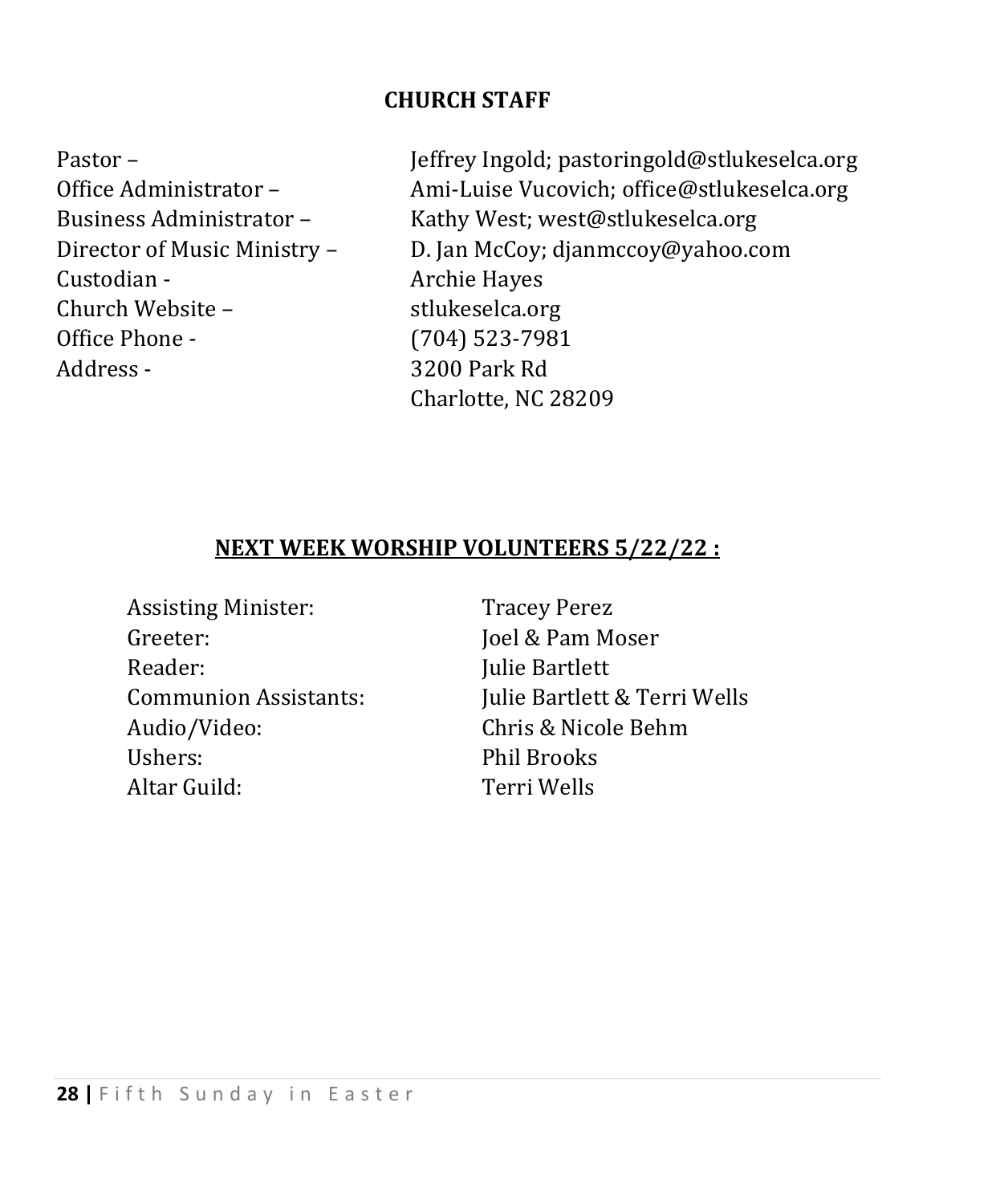## CHURCH STAFF

| | |
|---|---|
| Pastor – | Jeffrey Ingold; pastoringold@stlukeselca.org |
| Office Administrator – | Ami-Luise Vucovich; office@stlukeselca.org |
| Business Administrator – | Kathy West; west@stlukeselca.org |
| Director of Music Ministry – | D. Jan McCoy; djanmccoy@yahoo.com |
| Custodian - | Archie Hayes |
| Church Website – | stlukeselca.org |
| Office Phone - | (704) 523-7981 |
| Address - | 3200 Park Rd<br>Charlotte, NC 28209 |

## NEXT WEEK WORSHIP VOLUNTEERS 5/22/22 :

| | |
|---|---|
| Assisting Minister: | Tracey Perez |
| Greeter: | Joel & Pam Moser |
| Reader: | Julie Bartlett |
| Communion Assistants: | Julie Bartlett & Terri Wells |
| Audio/Video: | Chris & Nicole Behm |
| Ushers: | Phil Brooks |
| Altar Guild: | Terri Wells |